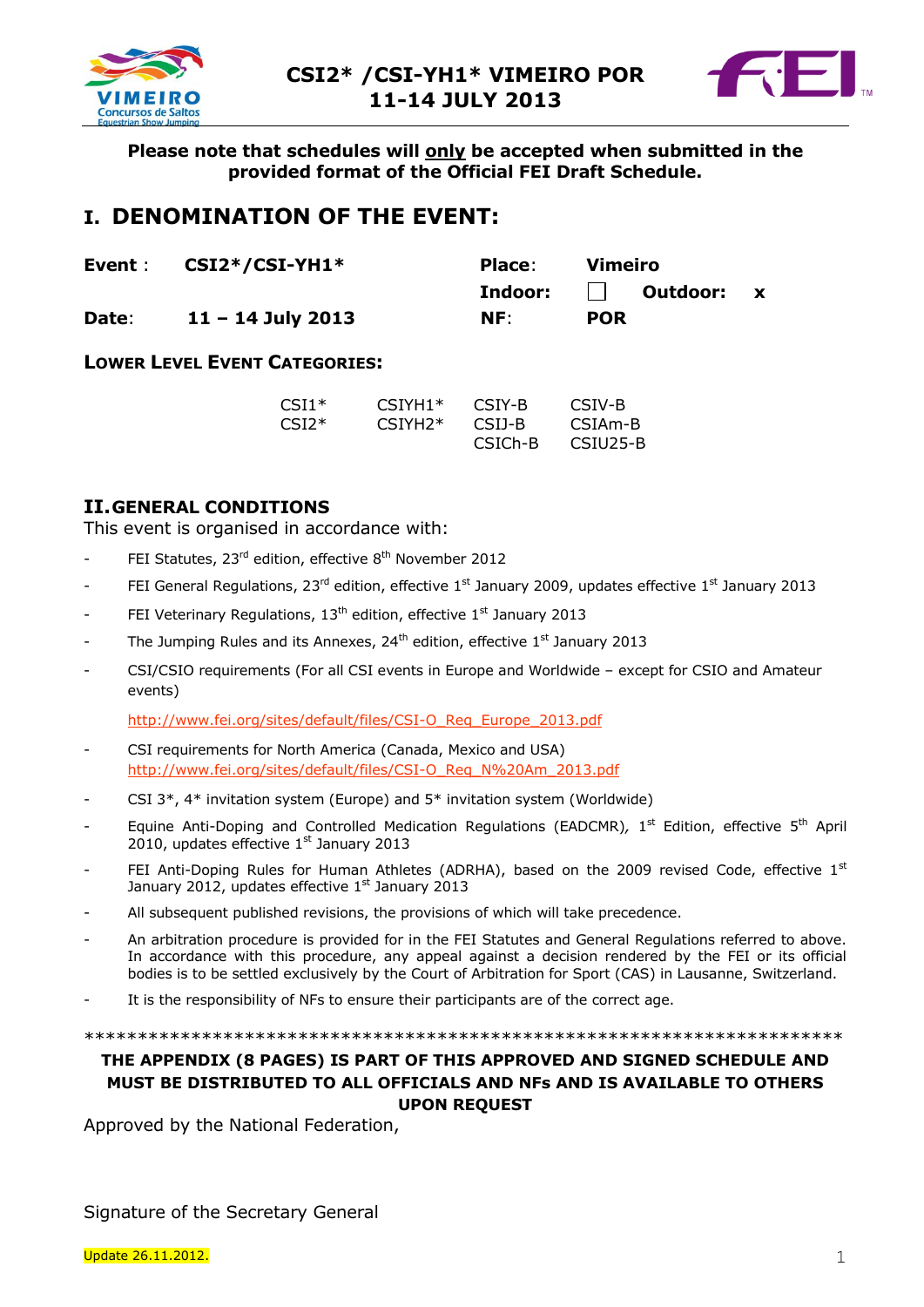# CSI2* /CSI-YH1* VIMEIRO POR 11-14 JULY 2013

**Please note that schedules will only be accepted when submitted in the provided format of the Official FEI Draft Schedule.**

## I. DENOMINATION OF THE EVENT:

| | | | |
|---|---|---|---|
| **Event :** | **CSI2*/CSI-YH1*** | **Place:** | **Vimeiro** |
| | | **Indoor:** ☐ | **Outdoor: x** |
| **Date:** | **11 – 14 July 2013** | **NF:** | **POR** |

### LOWER LEVEL EVENT CATEGORIES:

| | | | |
|---|---|---|---|
| CSI1* | CSIYH1* | CSIY-B | CSIV-B |
| CSI2* | CSIYH2* | CSIJ-B | CSIAm-B |
| | | CSICh-B | CSIU25-B |

## II. GENERAL CONDITIONS

This event is organised in accordance with:

- FEI Statutes, 23rd edition, effective 8th November 2012
- FEI General Regulations, 23rd edition, effective 1st January 2009, updates effective 1st January 2013
- FEI Veterinary Regulations, 13th edition, effective 1st January 2013
- The Jumping Rules and its Annexes, 24th edition, effective 1st January 2013
- CSI/CSIO requirements (For all CSI events in Europe and Worldwide – except for CSIO and Amateur events)

  http://www.fei.org/sites/default/files/CSI-O_Req_Europe_2013.pdf
- CSI requirements for North America (Canada, Mexico and USA) http://www.fei.org/sites/default/files/CSI-O_Req_N%20Am_2013.pdf
- CSI 3*, 4* invitation system (Europe) and 5* invitation system (Worldwide)
- Equine Anti-Doping and Controlled Medication Regulations (EADCMR), 1st Edition, effective 5th April 2010, updates effective 1st January 2013
- FEI Anti-Doping Rules for Human Athletes (ADRHA), based on the 2009 revised Code, effective 1st January 2012, updates effective 1st January 2013
- All subsequent published revisions, the provisions of which will take precedence.
- An arbitration procedure is provided for in the FEI Statutes and General Regulations referred to above. In accordance with this procedure, any appeal against a decision rendered by the FEI or its official bodies is to be settled exclusively by the Court of Arbitration for Sport (CAS) in Lausanne, Switzerland.
- It is the responsibility of NFs to ensure their participants are of the correct age.

************************************************************************

**THE APPENDIX (8 PAGES) IS PART OF THIS APPROVED AND SIGNED SCHEDULE AND MUST BE DISTRIBUTED TO ALL OFFICIALS AND NFs AND IS AVAILABLE TO OTHERS UPON REQUEST**

Approved by the National Federation,

Signature of the Secretary General

Update 26.11.2012.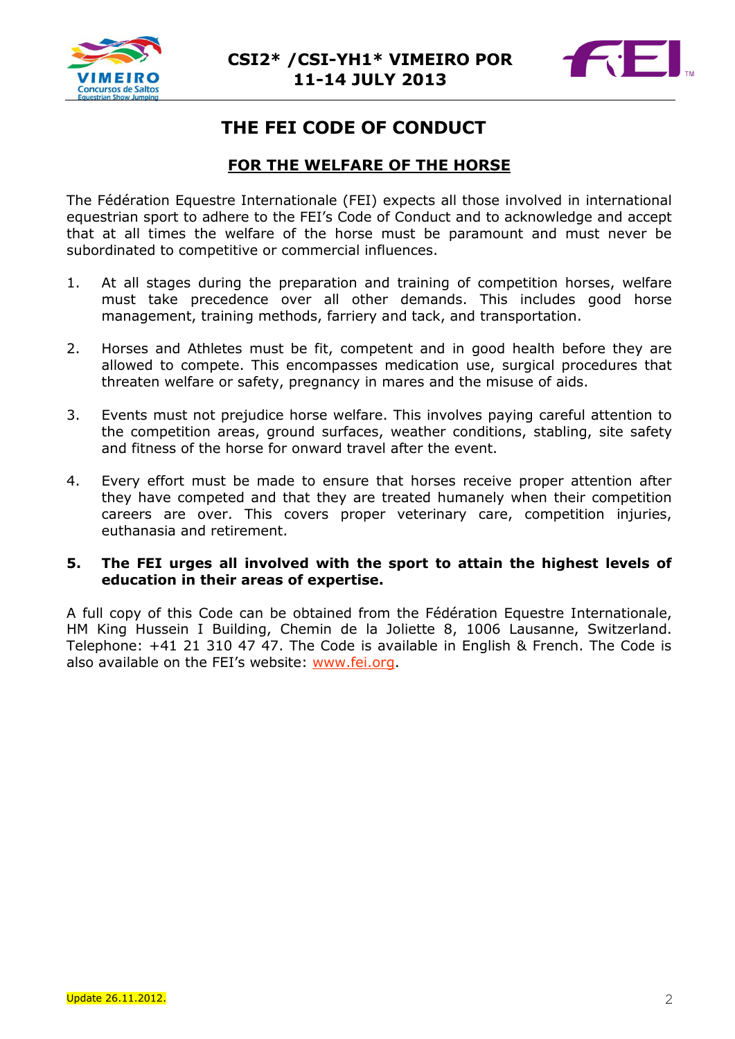# THE FEI CODE OF CONDUCT

## FOR THE WELFARE OF THE HORSE

The Fédération Equestre Internationale (FEI) expects all those involved in international equestrian sport to adhere to the FEI's Code of Conduct and to acknowledge and accept that at all times the welfare of the horse must be paramount and must never be subordinated to competitive or commercial influences.

1. At all stages during the preparation and training of competition horses, welfare must take precedence over all other demands. This includes good horse management, training methods, farriery and tack, and transportation.

2. Horses and Athletes must be fit, competent and in good health before they are allowed to compete. This encompasses medication use, surgical procedures that threaten welfare or safety, pregnancy in mares and the misuse of aids.

3. Events must not prejudice horse welfare. This involves paying careful attention to the competition areas, ground surfaces, weather conditions, stabling, site safety and fitness of the horse for onward travel after the event.

4. Every effort must be made to ensure that horses receive proper attention after they have competed and that they are treated humanely when their competition careers are over. This covers proper veterinary care, competition injuries, euthanasia and retirement.

5. **The FEI urges all involved with the sport to attain the highest levels of education in their areas of expertise.**

A full copy of this Code can be obtained from the Fédération Equestre Internationale, HM King Hussein I Building, Chemin de la Joliette 8, 1006 Lausanne, Switzerland. Telephone: +41 21 310 47 47. The Code is available in English & French. The Code is also available on the FEI's website: www.fei.org.

Update 26.11.2012.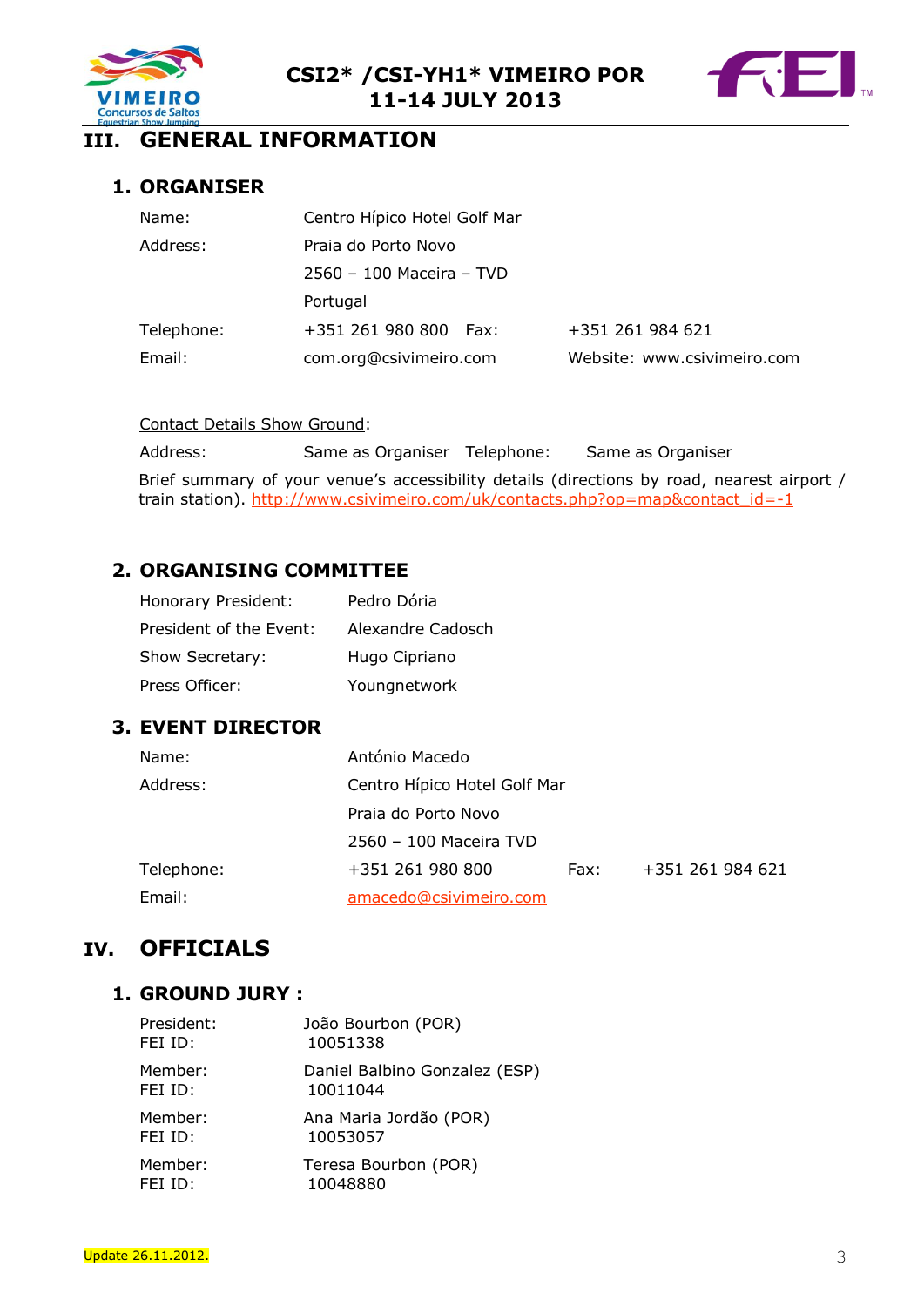# III. GENERAL INFORMATION

## 1. ORGANISER

| | | | |
|---|---|---|---|
| Name: | Centro Hípico Hotel Golf Mar | | |
| Address: | Praia do Porto Novo | | |
| | 2560 – 100 Maceira – TVD | | |
| | Portugal | | |
| Telephone: | +351 261 980 800 | Fax: | +351 261 984 621 |
| Email: | com.org@csivimeiro.com | Website: | www.csivimeiro.com |

Contact Details Show Ground:

Address: Same as Organiser Telephone: Same as Organiser

Brief summary of your venue's accessibility details (directions by road, nearest airport / train station). http://www.csivimeiro.com/uk/contacts.php?op=map&contact_id=-1

## 2. ORGANISING COMMITTEE

| | |
|---|---|
| Honorary President: | Pedro Dória |
| President of the Event: | Alexandre Cadosch |
| Show Secretary: | Hugo Cipriano |
| Press Officer: | Youngnetwork |

## 3. EVENT DIRECTOR

| | | | |
|---|---|---|---|
| Name: | António Macedo | | |
| Address: | Centro Hípico Hotel Golf Mar | | |
| | Praia do Porto Novo | | |
| | 2560 – 100 Maceira TVD | | |
| Telephone: | +351 261 980 800 | Fax: | +351 261 984 621 |
| Email: | amacedo@csivimeiro.com | | |

# IV. OFFICIALS

## 1. GROUND JURY :

| | |
|---|---|
| President: | João Bourbon (POR) |
| FEI ID: | 10051338 |
| Member: | Daniel Balbino Gonzalez (ESP) |
| FEI ID: | 10011044 |
| Member: | Ana Maria Jordão (POR) |
| FEI ID: | 10053057 |
| Member: | Teresa Bourbon (POR) |
| FEI ID: | 10048880 |

Update 26.11.2012.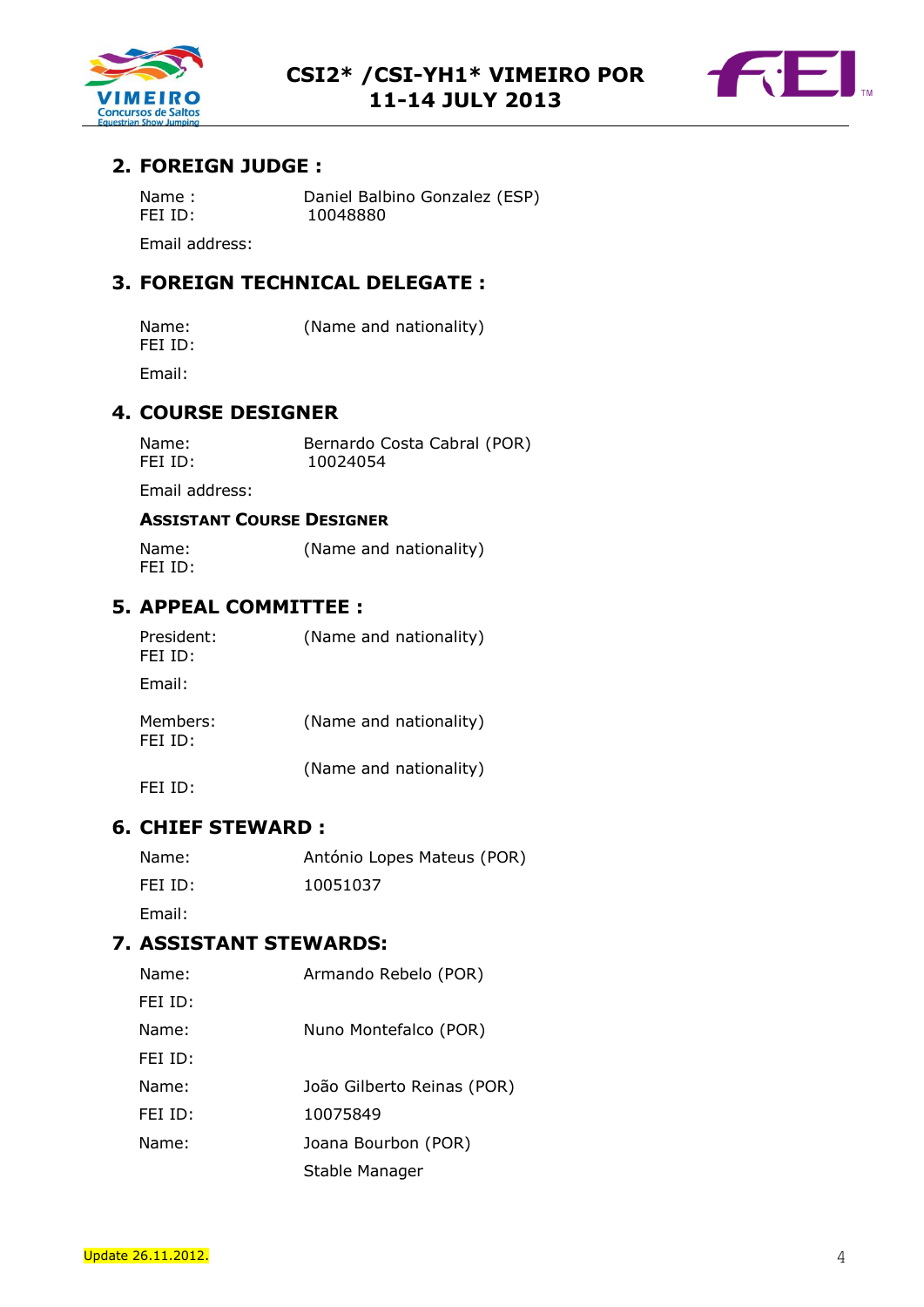## 2. FOREIGN JUDGE :

Name : Daniel Balbino Gonzalez (ESP)
FEI ID: 10048880

Email address:

## 3. FOREIGN TECHNICAL DELEGATE :

Name: (Name and nationality)
FEI ID:

Email:

## 4. COURSE DESIGNER

Name: Bernardo Costa Cabral (POR)
FEI ID: 10024054

Email address:

### ASSISTANT COURSE DESIGNER

Name: (Name and nationality)
FEI ID:

## 5. APPEAL COMMITTEE :

President: (Name and nationality)
FEI ID:

Email:

Members: (Name and nationality)
FEI ID:

(Name and nationality)
FEI ID:

## 6. CHIEF STEWARD :

Name: António Lopes Mateus (POR)

FEI ID: 10051037

Email:

## 7. ASSISTANT STEWARDS:

Name: Armando Rebelo (POR)

FEI ID:

Name: Nuno Montefalco (POR)

FEI ID:

Name: João Gilberto Reinas (POR)

FEI ID: 10075849

Name: Joana Bourbon (POR)

Stable Manager

Update 26.11.2012.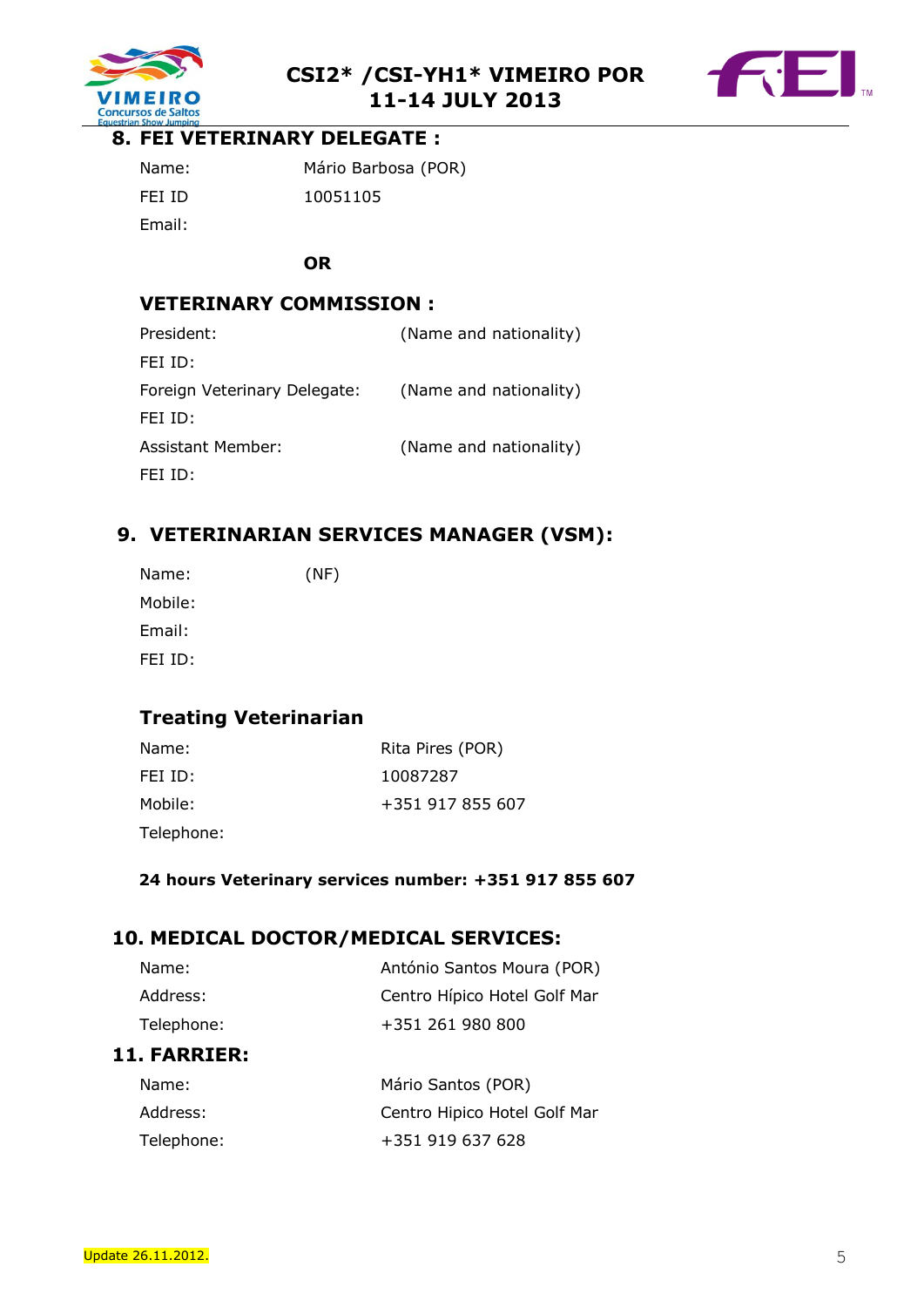## 8. FEI VETERINARY DELEGATE :

| | |
|---|---|
| Name: | Mário Barbosa (POR) |
| FEI ID | 10051105 |
| Email: | |

**OR**

### VETERINARY COMMISSION :

| | |
|---|---|
| President: | (Name and nationality) |
| FEI ID: | |
| Foreign Veterinary Delegate: | (Name and nationality) |
| FEI ID: | |
| Assistant Member: | (Name and nationality) |
| FEI ID: | |

## 9. VETERINARIAN SERVICES MANAGER (VSM):

| | |
|---|---|
| Name: | (NF) |
| Mobile: | |
| Email: | |
| FEI ID: | |

### Treating Veterinarian

| | |
|---|---|
| Name: | Rita Pires (POR) |
| FEI ID: | 10087287 |
| Mobile: | +351 917 855 607 |
| Telephone: | |

**24 hours Veterinary services number: +351 917 855 607**

## 10. MEDICAL DOCTOR/MEDICAL SERVICES:

| | |
|---|---|
| Name: | António Santos Moura (POR) |
| Address: | Centro Hípico Hotel Golf Mar |
| Telephone: | +351 261 980 800 |

## 11. FARRIER:

| | |
|---|---|
| Name: | Mário Santos (POR) |
| Address: | Centro Hipico Hotel Golf Mar |
| Telephone: | +351 919 637 628 |

Update 26.11.2012.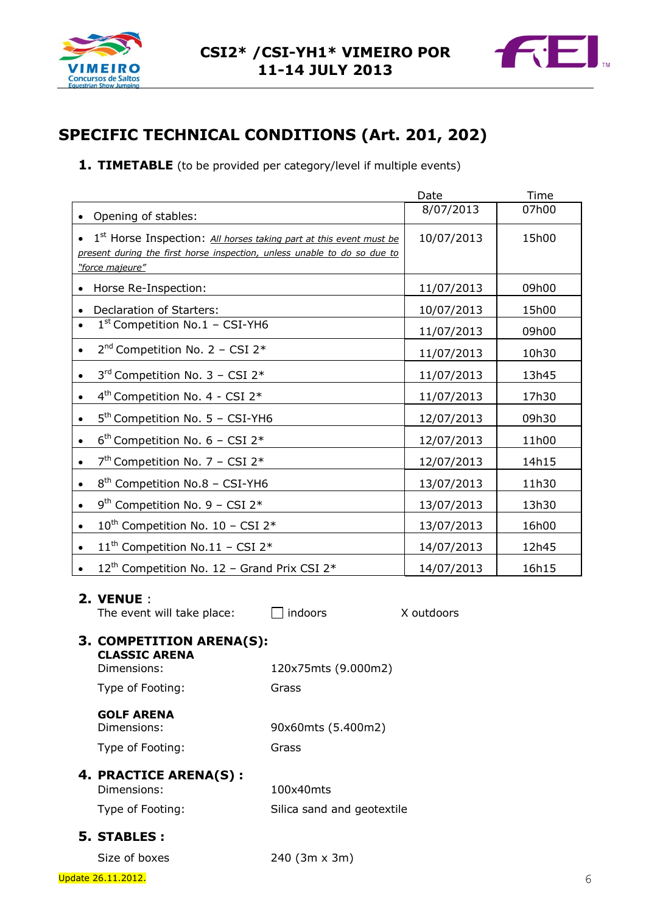# SPECIFIC TECHNICAL CONDITIONS (Art. 201, 202)

## 1. TIMETABLE (to be provided per category/level if multiple events)

| | Date | Time |
|---|---|---|
| • Opening of stables: | 8/07/2013 | 07h00 |
| • 1st Horse Inspection: *All horses taking part at this event must be present during the first horse inspection, unless unable to do so due to "force majeure"* | 10/07/2013 | 15h00 |
| • Horse Re-Inspection: | 11/07/2013 | 09h00 |
| • Declaration of Starters: | 10/07/2013 | 15h00 |
| • 1st Competition No.1 – CSI-YH6 | 11/07/2013 | 09h00 |
| • 2nd Competition No. 2 – CSI 2* | 11/07/2013 | 10h30 |
| • 3rd Competition No. 3 – CSI 2* | 11/07/2013 | 13h45 |
| • 4th Competition No. 4 - CSI 2* | 11/07/2013 | 17h30 |
| • 5th Competition No. 5 – CSI-YH6 | 12/07/2013 | 09h30 |
| • 6th Competition No. 6 – CSI 2* | 12/07/2013 | 11h00 |
| • 7th Competition No. 7 – CSI 2* | 12/07/2013 | 14h15 |
| • 8th Competition No.8 – CSI-YH6 | 13/07/2013 | 11h30 |
| • 9th Competition No. 9 – CSI 2* | 13/07/2013 | 13h30 |
| • 10th Competition No. 10 – CSI 2* | 13/07/2013 | 16h00 |
| • 11th Competition No.11 – CSI 2* | 14/07/2013 | 12h45 |
| • 12th Competition No. 12 – Grand Prix CSI 2* | 14/07/2013 | 16h15 |

## 2. VENUE :

The event will take place: ☐ indoors X outdoors

## 3. COMPETITION ARENA(S):

**CLASSIC ARENA**

Dimensions: 120x75mts (9.000m2)

Type of Footing: Grass

**GOLF ARENA**

Dimensions: 90x60mts (5.400m2)

Type of Footing: Grass

## 4. PRACTICE ARENA(S) :

Dimensions: 100x40mts

Type of Footing: Silica sand and geotextile

## 5. STABLES :

Size of boxes 240 (3m x 3m)

Update 26.11.2012.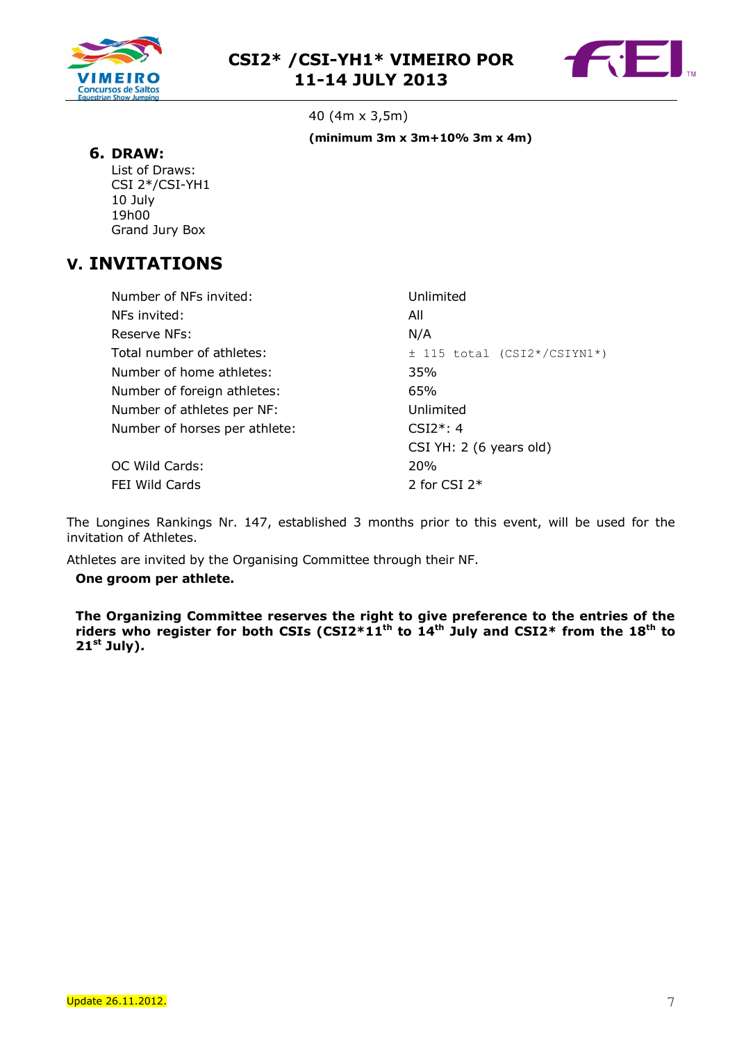40 (4m x 3,5m)

**(minimum 3m x 3m+10% 3m x 4m)**

### 6. DRAW:

List of Draws:
CSI 2*/CSI-YH1
10 July
19h00
Grand Jury Box

## V. INVITATIONS

| | |
|---|---|
| Number of NFs invited: | Unlimited |
| NFs invited: | All |
| Reserve NFs: | N/A |
| Total number of athletes: | ± 115 total (CSI2*/CSIYN1*) |
| Number of home athletes: | 35% |
| Number of foreign athletes: | 65% |
| Number of athletes per NF: | Unlimited |
| Number of horses per athlete: | CSI2*: 4 |
| | CSI YH: 2 (6 years old) |
| OC Wild Cards: | 20% |
| FEI Wild Cards | 2 for CSI 2* |

The Longines Rankings Nr. 147, established 3 months prior to this event, will be used for the invitation of Athletes.

Athletes are invited by the Organising Committee through their NF.

**One groom per athlete.**

**The Organizing Committee reserves the right to give preference to the entries of the riders who register for both CSIs (CSI2*11th to 14th July and CSI2* from the 18th to 21st July).**

Update 26.11.2012.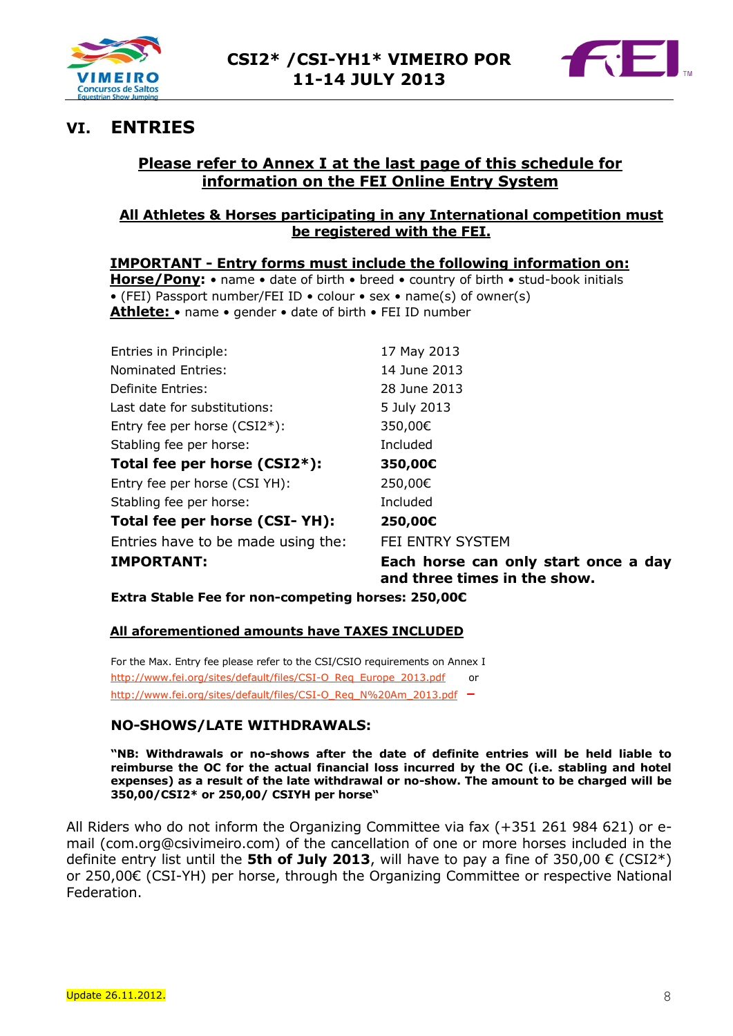## VI. ENTRIES

**Please refer to Annex I at the last page of this schedule for information on the FEI Online Entry System**

**All Athletes & Horses participating in any International competition must be registered with the FEI.**

**IMPORTANT - Entry forms must include the following information on:**

**Horse/Pony:** • name • date of birth • breed • country of birth • stud-book initials • (FEI) Passport number/FEI ID • colour • sex • name(s) of owner(s)

**Athlete:** • name • gender • date of birth • FEI ID number

| | |
|---|---|
| Entries in Principle: | 17 May 2013 |
| Nominated Entries: | 14 June 2013 |
| Definite Entries: | 28 June 2013 |
| Last date for substitutions: | 5 July 2013 |
| Entry fee per horse (CSI2*): | 350,00€ |
| Stabling fee per horse: | Included |
| **Total fee per horse (CSI2*):** | **350,00€** |
| Entry fee per horse (CSI YH): | 250,00€ |
| Stabling fee per horse: | Included |
| **Total fee per horse (CSI- YH):** | **250,00€** |
| Entries have to be made using the: | FEI ENTRY SYSTEM |
| **IMPORTANT:** | **Each horse can only start once a day and three times in the show.** |

**Extra Stable Fee for non-competing horses: 250,00€**

**All aforementioned amounts have TAXES INCLUDED**

For the Max. Entry fee please refer to the CSI/CSIO requirements on Annex I
http://www.fei.org/sites/default/files/CSI-O_Req_Europe_2013.pdf or
http://www.fei.org/sites/default/files/CSI-O_Req_N%20Am_2013.pdf –

### NO-SHOWS/LATE WITHDRAWALS:

**"NB: Withdrawals or no-shows after the date of definite entries will be held liable to reimburse the OC for the actual financial loss incurred by the OC (i.e. stabling and hotel expenses) as a result of the late withdrawal or no-show. The amount to be charged will be 350,00/CSI2* or 250,00/ CSIYH per horse"**

All Riders who do not inform the Organizing Committee via fax (+351 261 984 621) or e-mail (com.org@csivimeiro.com) of the cancellation of one or more horses included in the definite entry list until the **5th of July 2013**, will have to pay a fine of 350,00 € (CSI2*) or 250,00€ (CSI-YH) per horse, through the Organizing Committee or respective National Federation.

Update 26.11.2012.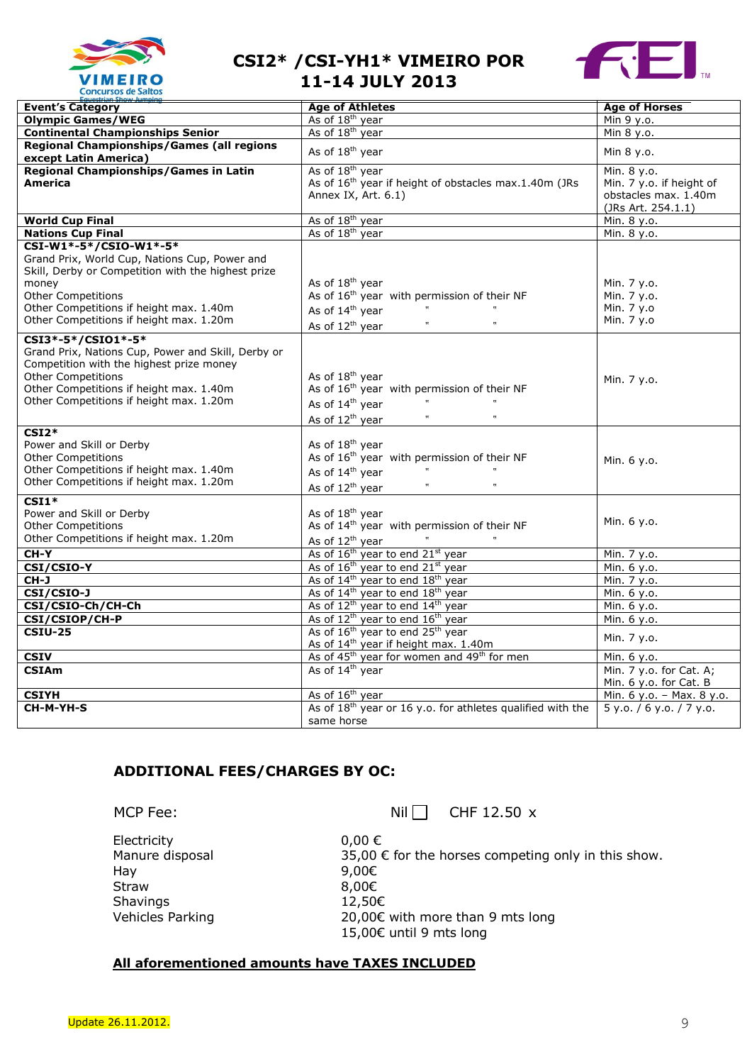# CSI2* /CSI-YH1* VIMEIRO POR 11-14 JULY 2013

| Event's Category | Age of Athletes | Age of Horses |
|---|---|---|
| **Olympic Games/WEG** | As of 18th year | Min 9 y.o. |
| **Continental Championships Senior** | As of 18th year | Min 8 y.o. |
| **Regional Championships/Games (all regions except Latin America)** | As of 18th year | Min 8 y.o. |
| **Regional Championships/Games in Latin America** | As of 18th year<br>As of 16th year if height of obstacles max.1.40m (JRs Annex IX, Art. 6.1) | Min. 8 y.o.<br>Min. 7 y.o. if height of obstacles max. 1.40m (JRs Art. 254.1.1) |
| **World Cup Final** | As of 18th year | Min. 8 y.o. |
| **Nations Cup Final** | As of 18th year | Min. 8 y.o. |
| **CSI-W1*-5*/CSIO-W1*-5***<br>Grand Prix, World Cup, Nations Cup, Power and Skill, Derby or Competition with the highest prize money<br>Other Competitions<br>Other Competitions if height max. 1.40m<br>Other Competitions if height max. 1.20m | As of 18th year<br>As of 16th year with permission of their NF<br>As of 14th year " "<br>As of 12th year " " | Min. 7 y.o.<br>Min. 7 y.o.<br>Min. 7 y.o<br>Min. 7 y.o |
| **CSI3*-5*/CSIO1*-5***<br>Grand Prix, Nations Cup, Power and Skill, Derby or Competition with the highest prize money<br>Other Competitions<br>Other Competitions if height max. 1.40m<br>Other Competitions if height max. 1.20m | As of 18th year<br>As of 16th year with permission of their NF<br>As of 14th year " "<br>As of 12th year " " | Min. 7 y.o. |
| **CSI2***<br>Power and Skill or Derby<br>Other Competitions<br>Other Competitions if height max. 1.40m<br>Other Competitions if height max. 1.20m | As of 18th year<br>As of 16th year with permission of their NF<br>As of 14th year " "<br>As of 12th year " " | Min. 6 y.o. |
| **CSI1***<br>Power and Skill or Derby<br>Other Competitions<br>Other Competitions if height max. 1.20m | As of 18th year<br>As of 14th year with permission of their NF<br>As of 12th year " | Min. 6 y.o. |
| **CH-Y** | As of 16th year to end 21st year | Min. 7 y.o. |
| **CSI/CSIO-Y** | As of 16th year to end 21st year | Min. 6 y.o. |
| **CH-J** | As of 14th year to end 18th year | Min. 7 y.o. |
| **CSI/CSIO-J** | As of 14th year to end 18th year | Min. 6 y.o. |
| **CSI/CSIO-Ch/CH-Ch** | As of 12th year to end 14th year | Min. 6 y.o. |
| **CSI/CSIOP/CH-P** | As of 12th year to end 16th year | Min. 6 y.o. |
| **CSIU-25** | As of 16th year to end 25th year<br>As of 14th year if height max. 1.40m | Min. 7 y.o. |
| **CSIV** | As of 45th year for women and 49th for men | Min. 6 y.o. |
| **CSIAm** | As of 14th year | Min. 7 y.o. for Cat. A;<br>Min. 6 y.o. for Cat. B |
| **CSIYH** | As of 16th year | Min. 6 y.o. – Max. 8 y.o. |
| **CH-M-YH-S** | As of 18th year or 16 y.o. for athletes qualified with the same horse | 5 y.o. / 6 y.o. / 7 y.o. |

## ADDITIONAL FEES/CHARGES BY OC:

MCP Fee: Nil ☐ CHF 12.50 x

| | |
|---|---|
| Electricity | 0,00 € |
| Manure disposal | 35,00 € for the horses competing only in this show. |
| Hay | 9,00€ |
| Straw | 8,00€ |
| Shavings | 12,50€ |
| Vehicles Parking | 20,00€ with more than 9 mts long<br>15,00€ until 9 mts long |

**All aforementioned amounts have TAXES INCLUDED**

Update 26.11.2012.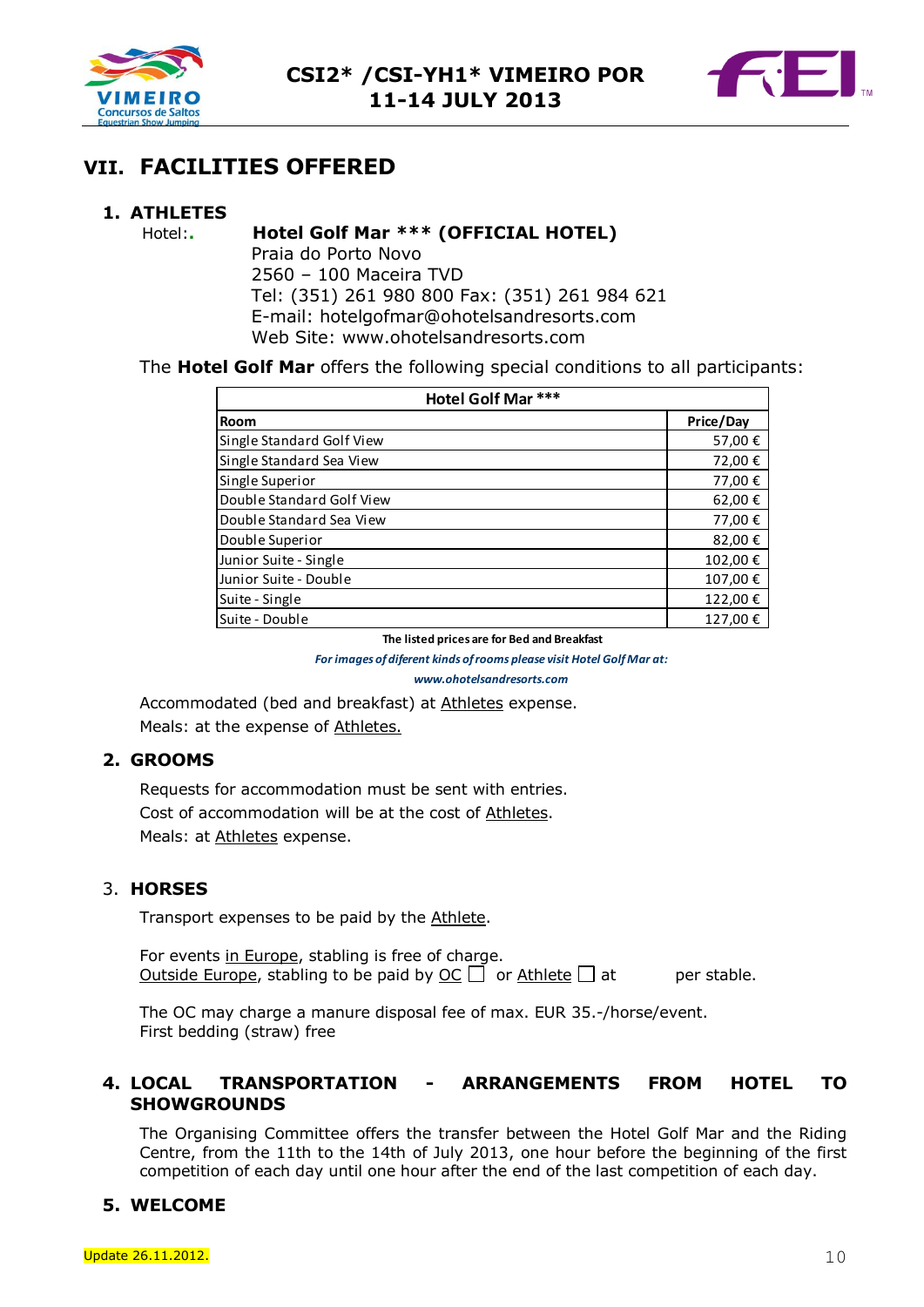# VII. FACILITIES OFFERED

## 1. ATHLETES

Hotel:. **Hotel Golf Mar \*\*\* (OFFICIAL HOTEL)**
Praia do Porto Novo
2560 – 100 Maceira TVD
Tel: (351) 261 980 800 Fax: (351) 261 984 621
E-mail: hotelgofmar@ohotelsandresorts.com
Web Site: www.ohotelsandresorts.com

The **Hotel Golf Mar** offers the following special conditions to all participants:

| Hotel Golf Mar *** | |
|---|---|
| **Room** | **Price/Day** |
| Single Standard Golf View | 57,00 € |
| Single Standard Sea View | 72,00 € |
| Single Superior | 77,00 € |
| Double Standard Golf View | 62,00 € |
| Double Standard Sea View | 77,00 € |
| Double Superior | 82,00 € |
| Junior Suite - Single | 102,00 € |
| Junior Suite - Double | 107,00 € |
| Suite - Single | 122,00 € |
| Suite - Double | 127,00 € |

**The listed prices are for Bed and Breakfast**

***For images of diferent kinds of rooms please visit Hotel Golf Mar at:***

***www.ohotelsandresorts.com***

Accommodated (bed and breakfast) at Athletes expense.
Meals: at the expense of Athletes.

## 2. GROOMS

Requests for accommodation must be sent with entries.
Cost of accommodation will be at the cost of Athletes.
Meals: at Athletes expense.

## 3. HORSES

Transport expenses to be paid by the Athlete.

For events in Europe, stabling is free of charge.
Outside Europe, stabling to be paid by OC ☐ or Athlete ☐ at per stable.

The OC may charge a manure disposal fee of max. EUR 35.-/horse/event.
First bedding (straw) free

## 4. LOCAL TRANSPORTATION - ARRANGEMENTS FROM HOTEL TO SHOWGROUNDS

The Organising Committee offers the transfer between the Hotel Golf Mar and the Riding Centre, from the 11th to the 14th of July 2013, one hour before the beginning of the first competition of each day until one hour after the end of the last competition of each day.

## 5. WELCOME

Update 26.11.2012.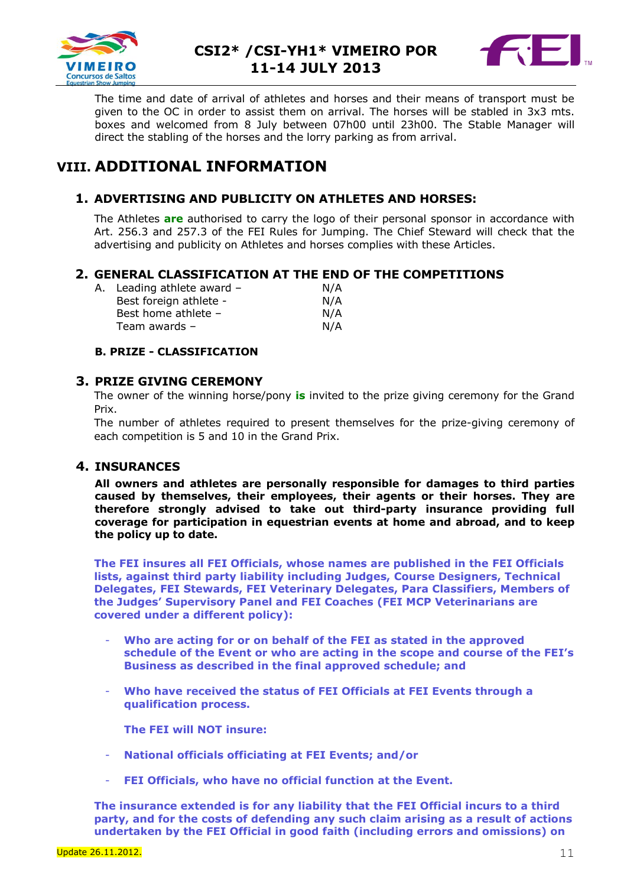The time and date of arrival of athletes and horses and their means of transport must be given to the OC in order to assist them on arrival. The horses will be stabled in 3x3 mts. boxes and welcomed from 8 July between 07h00 until 23h00. The Stable Manager will direct the stabling of the horses and the lorry parking as from arrival.

# VIII. ADDITIONAL INFORMATION

## 1. ADVERTISING AND PUBLICITY ON ATHLETES AND HORSES:

The Athletes **are** authorised to carry the logo of their personal sponsor in accordance with Art. 256.3 and 257.3 of the FEI Rules for Jumping. The Chief Steward will check that the advertising and publicity on Athletes and horses complies with these Articles.

## 2. GENERAL CLASSIFICATION AT THE END OF THE COMPETITIONS

| | | |
|---|---|---|
| A. | Leading athlete award – | N/A |
| | Best foreign athlete - | N/A |
| | Best home athlete – | N/A |
| | Team awards – | N/A |

**B. PRIZE - CLASSIFICATION**

## 3. PRIZE GIVING CEREMONY

The owner of the winning horse/pony **is** invited to the prize giving ceremony for the Grand Prix.

The number of athletes required to present themselves for the prize-giving ceremony of each competition is 5 and 10 in the Grand Prix.

## 4. INSURANCES

**All owners and athletes are personally responsible for damages to third parties caused by themselves, their employees, their agents or their horses. They are therefore strongly advised to take out third-party insurance providing full coverage for participation in equestrian events at home and abroad, and to keep the policy up to date.**

**The FEI insures all FEI Officials, whose names are published in the FEI Officials lists, against third party liability including Judges, Course Designers, Technical Delegates, FEI Stewards, FEI Veterinary Delegates, Para Classifiers, Members of the Judges' Supervisory Panel and FEI Coaches (FEI MCP Veterinarians are covered under a different policy):**

- **Who are acting for or on behalf of the FEI as stated in the approved schedule of the Event or who are acting in the scope and course of the FEI's Business as described in the final approved schedule; and**
- **Who have received the status of FEI Officials at FEI Events through a qualification process.**

**The FEI will NOT insure:**

- **National officials officiating at FEI Events; and/or**
- **FEI Officials, who have no official function at the Event.**

**The insurance extended is for any liability that the FEI Official incurs to a third party, and for the costs of defending any such claim arising as a result of actions undertaken by the FEI Official in good faith (including errors and omissions) on**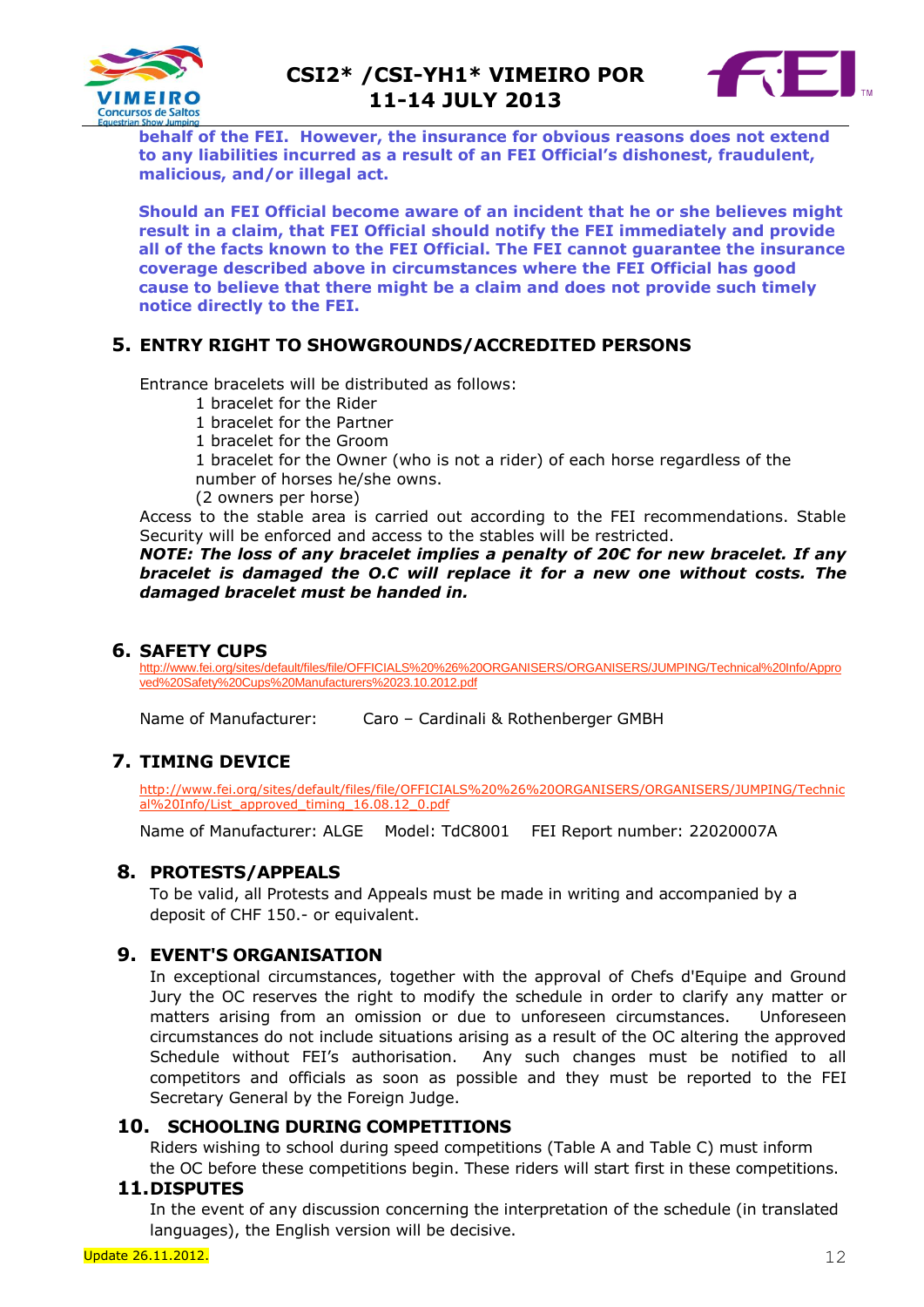**behalf of the FEI. However, the insurance for obvious reasons does not extend to any liabilities incurred as a result of an FEI Official's dishonest, fraudulent, malicious, and/or illegal act.**

**Should an FEI Official become aware of an incident that he or she believes might result in a claim, that FEI Official should notify the FEI immediately and provide all of the facts known to the FEI Official. The FEI cannot guarantee the insurance coverage described above in circumstances where the FEI Official has good cause to believe that there might be a claim and does not provide such timely notice directly to the FEI.**

## 5. ENTRY RIGHT TO SHOWGROUNDS/ACCREDITED PERSONS

Entrance bracelets will be distributed as follows:

1 bracelet for the Rider
1 bracelet for the Partner
1 bracelet for the Groom
1 bracelet for the Owner (who is not a rider) of each horse regardless of the number of horses he/she owns.
(2 owners per horse)

Access to the stable area is carried out according to the FEI recommendations. Stable Security will be enforced and access to the stables will be restricted.

***NOTE: The loss of any bracelet implies a penalty of 20€ for new bracelet. If any bracelet is damaged the O.C will replace it for a new one without costs. The damaged bracelet must be handed in.***

## 6. SAFETY CUPS

http://www.fei.org/sites/default/files/file/OFFICIALS%20%26%20ORGANISERS/ORGANISERS/JUMPING/Technical%20Info/Approved%20Safety%20Cups%20Manufacturers%2023.10.2012.pdf

Name of Manufacturer: Caro – Cardinali & Rothenberger GMBH

## 7. TIMING DEVICE

http://www.fei.org/sites/default/files/file/OFFICIALS%20%26%20ORGANISERS/ORGANISERS/JUMPING/Technical%20Info/List_approved_timing_16.08.12_0.pdf

Name of Manufacturer: ALGE Model: TdC8001 FEI Report number: 22020007A

## 8. PROTESTS/APPEALS

To be valid, all Protests and Appeals must be made in writing and accompanied by a deposit of CHF 150.- or equivalent.

## 9. EVENT'S ORGANISATION

In exceptional circumstances, together with the approval of Chefs d'Equipe and Ground Jury the OC reserves the right to modify the schedule in order to clarify any matter or matters arising from an omission or due to unforeseen circumstances. Unforeseen circumstances do not include situations arising as a result of the OC altering the approved Schedule without FEI's authorisation. Any such changes must be notified to all competitors and officials as soon as possible and they must be reported to the FEI Secretary General by the Foreign Judge.

## 10. SCHOOLING DURING COMPETITIONS

Riders wishing to school during speed competitions (Table A and Table C) must inform the OC before these competitions begin. These riders will start first in these competitions.

## 11. DISPUTES

In the event of any discussion concerning the interpretation of the schedule (in translated languages), the English version will be decisive.

Update 26.11.2012.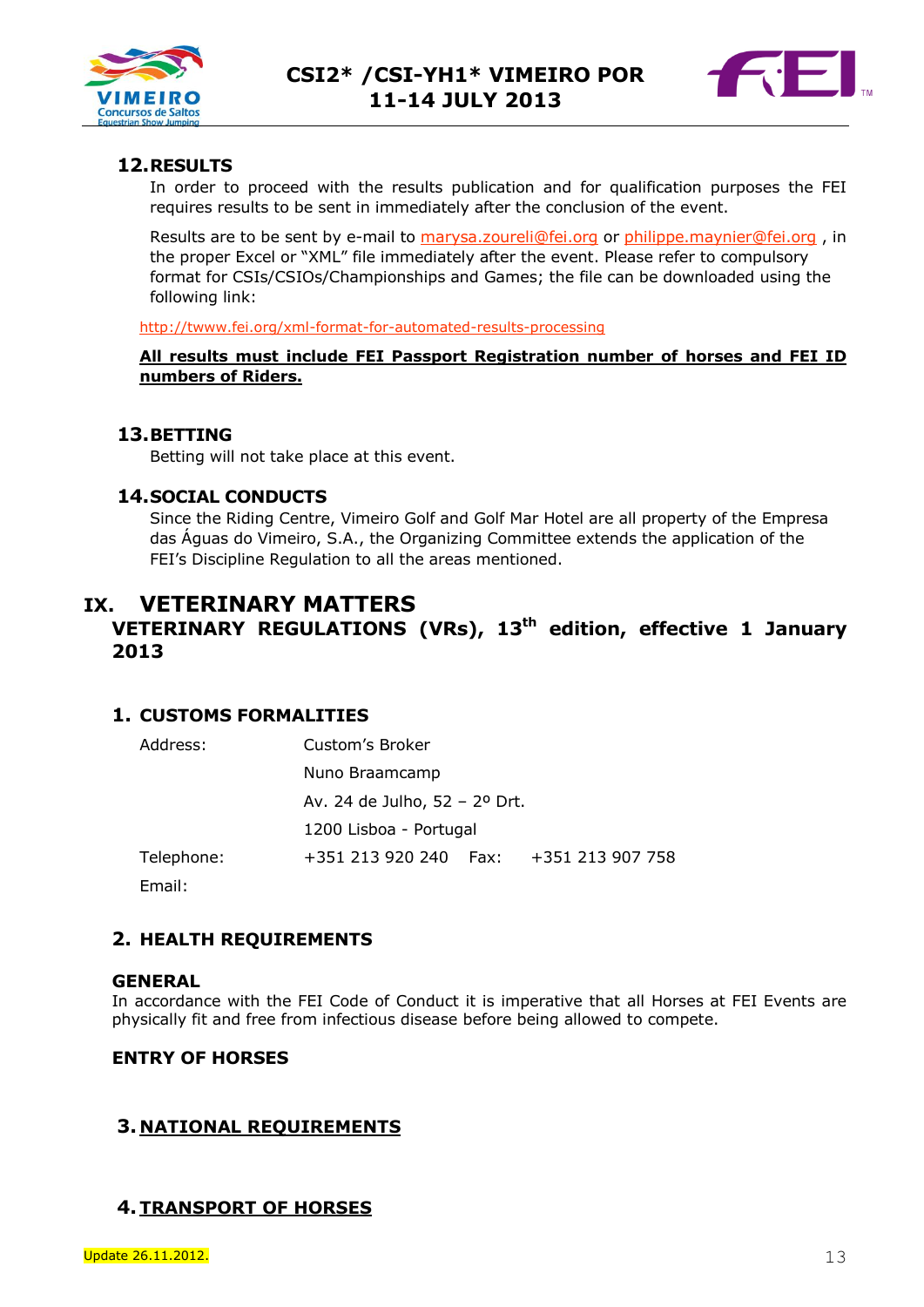## 12. RESULTS

In order to proceed with the results publication and for qualification purposes the FEI requires results to be sent in immediately after the conclusion of the event.

Results are to be sent by e-mail to marysa.zoureli@fei.org or philippe.maynier@fei.org , in the proper Excel or "XML" file immediately after the event. Please refer to compulsory format for CSIs/CSIOs/Championships and Games; the file can be downloaded using the following link:

http://twww.fei.org/xml-format-for-automated-results-processing

**All results must include FEI Passport Registration number of horses and FEI ID numbers of Riders.**

## 13. BETTING

Betting will not take place at this event.

## 14. SOCIAL CONDUCTS

Since the Riding Centre, Vimeiro Golf and Golf Mar Hotel are all property of the Empresa das Águas do Vimeiro, S.A., the Organizing Committee extends the application of the FEI's Discipline Regulation to all the areas mentioned.

# IX. VETERINARY MATTERS

## VETERINARY REGULATIONS (VRs), 13th edition, effective 1 January 2013

### 1. CUSTOMS FORMALITIES

| | | | |
|---|---|---|---|
| Address: | Custom's Broker | | |
| | Nuno Braamcamp | | |
| | Av. 24 de Julho, 52 – 2º Drt. | | |
| | 1200 Lisboa - Portugal | | |
| Telephone: | +351 213 920 240 | Fax: | +351 213 907 758 |
| Email: | | | |

### 2. HEALTH REQUIREMENTS

**GENERAL**

In accordance with the FEI Code of Conduct it is imperative that all Horses at FEI Events are physically fit and free from infectious disease before being allowed to compete.

**ENTRY OF HORSES**

### 3. NATIONAL REQUIREMENTS

### 4. TRANSPORT OF HORSES

Update 26.11.2012.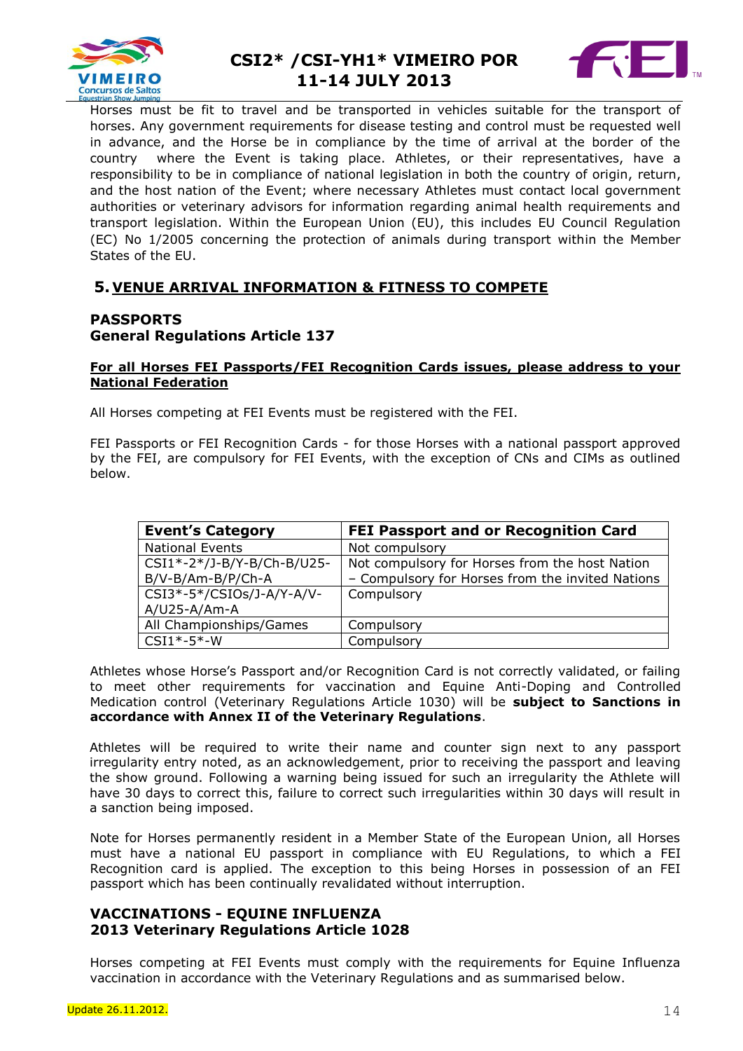Horses must be fit to travel and be transported in vehicles suitable for the transport of horses. Any government requirements for disease testing and control must be requested well in advance, and the Horse be in compliance by the time of arrival at the border of the country where the Event is taking place. Athletes, or their representatives, have a responsibility to be in compliance of national legislation in both the country of origin, return, and the host nation of the Event; where necessary Athletes must contact local government authorities or veterinary advisors for information regarding animal health requirements and transport legislation. Within the European Union (EU), this includes EU Council Regulation (EC) No 1/2005 concerning the protection of animals during transport within the Member States of the EU.

## 5. VENUE ARRIVAL INFORMATION & FITNESS TO COMPETE

### PASSPORTS
### General Regulations Article 137

**For all Horses FEI Passports/FEI Recognition Cards issues, please address to your National Federation**

All Horses competing at FEI Events must be registered with the FEI.

FEI Passports or FEI Recognition Cards - for those Horses with a national passport approved by the FEI, are compulsory for FEI Events, with the exception of CNs and CIMs as outlined below.

| Event's Category | FEI Passport and or Recognition Card |
|---|---|
| National Events | Not compulsory |
| CSI1*-2*/J-B/Y-B/Ch-B/U25-B/V-B/Am-B/P/Ch-A | Not compulsory for Horses from the host Nation – Compulsory for Horses from the invited Nations |
| CSI3*-5*/CSIOs/J-A/Y-A/V-A/U25-A/Am-A | Compulsory |
| All Championships/Games | Compulsory |
| CSI1*-5*-W | Compulsory |

Athletes whose Horse's Passport and/or Recognition Card is not correctly validated, or failing to meet other requirements for vaccination and Equine Anti-Doping and Controlled Medication control (Veterinary Regulations Article 1030) will be **subject to Sanctions in accordance with Annex II of the Veterinary Regulations**.

Athletes will be required to write their name and counter sign next to any passport irregularity entry noted, as an acknowledgement, prior to receiving the passport and leaving the show ground. Following a warning being issued for such an irregularity the Athlete will have 30 days to correct this, failure to correct such irregularities within 30 days will result in a sanction being imposed.

Note for Horses permanently resident in a Member State of the European Union, all Horses must have a national EU passport in compliance with EU Regulations, to which a FEI Recognition card is applied. The exception to this being Horses in possession of an FEI passport which has been continually revalidated without interruption.

### VACCINATIONS - EQUINE INFLUENZA
### 2013 Veterinary Regulations Article 1028

Horses competing at FEI Events must comply with the requirements for Equine Influenza vaccination in accordance with the Veterinary Regulations and as summarised below.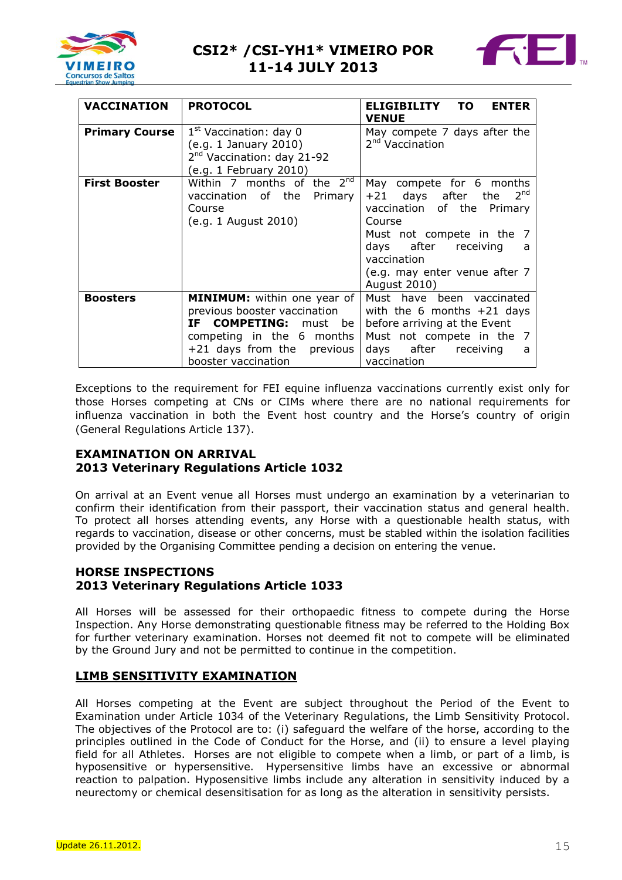| VACCINATION | PROTOCOL | ELIGIBILITY TO ENTER VENUE |
|---|---|---|
| **Primary Course** | 1st Vaccination: day 0 (e.g. 1 January 2010) 2nd Vaccination: day 21-92 (e.g. 1 February 2010) | May compete 7 days after the 2nd Vaccination |
| **First Booster** | Within 7 months of the 2nd vaccination of the Primary Course (e.g. 1 August 2010) | May compete for 6 months +21 days after the 2nd vaccination of the Primary Course Must not compete in the 7 days after receiving a vaccination (e.g. may enter venue after 7 August 2010) |
| **Boosters** | **MINIMUM:** within one year of previous booster vaccination **IF COMPETING:** must be competing in the 6 months +21 days from the previous booster vaccination | Must have been vaccinated with the 6 months +21 days before arriving at the Event Must not compete in the 7 days after receiving a vaccination |

Exceptions to the requirement for FEI equine influenza vaccinations currently exist only for those Horses competing at CNs or CIMs where there are no national requirements for influenza vaccination in both the Event host country and the Horse's country of origin (General Regulations Article 137).

## EXAMINATION ON ARRIVAL
## 2013 Veterinary Regulations Article 1032

On arrival at an Event venue all Horses must undergo an examination by a veterinarian to confirm their identification from their passport, their vaccination status and general health. To protect all horses attending events, any Horse with a questionable health status, with regards to vaccination, disease or other concerns, must be stabled within the isolation facilities provided by the Organising Committee pending a decision on entering the venue.

## HORSE INSPECTIONS
## 2013 Veterinary Regulations Article 1033

All Horses will be assessed for their orthopaedic fitness to compete during the Horse Inspection. Any Horse demonstrating questionable fitness may be referred to the Holding Box for further veterinary examination. Horses not deemed fit not to compete will be eliminated by the Ground Jury and not be permitted to continue in the competition.

## LIMB SENSITIVITY EXAMINATION

All Horses competing at the Event are subject throughout the Period of the Event to Examination under Article 1034 of the Veterinary Regulations, the Limb Sensitivity Protocol. The objectives of the Protocol are to: (i) safeguard the welfare of the horse, according to the principles outlined in the Code of Conduct for the Horse, and (ii) to ensure a level playing field for all Athletes. Horses are not eligible to compete when a limb, or part of a limb, is hyposensitive or hypersensitive. Hypersensitive limbs have an excessive or abnormal reaction to palpation. Hyposensitive limbs include any alteration in sensitivity induced by a neurectomy or chemical desensitisation for as long as the alteration in sensitivity persists.

Update 26.11.2012.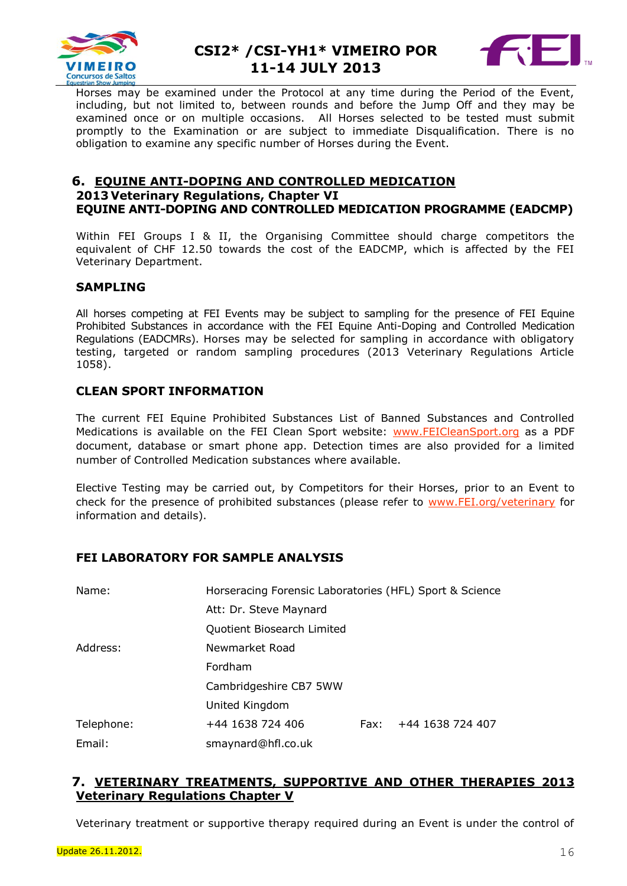Horses may be examined under the Protocol at any time during the Period of the Event, including, but not limited to, between rounds and before the Jump Off and they may be examined once or on multiple occasions. All Horses selected to be tested must submit promptly to the Examination or are subject to immediate Disqualification. There is no obligation to examine any specific number of Horses during the Event.

## 6. EQUINE ANTI-DOPING AND CONTROLLED MEDICATION

**2013 Veterinary Regulations, Chapter VI**

**EQUINE ANTI-DOPING AND CONTROLLED MEDICATION PROGRAMME (EADCMP)**

Within FEI Groups I & II, the Organising Committee should charge competitors the equivalent of CHF 12.50 towards the cost of the EADCMP, which is affected by the FEI Veterinary Department.

### SAMPLING

All horses competing at FEI Events may be subject to sampling for the presence of FEI Equine Prohibited Substances in accordance with the FEI Equine Anti-Doping and Controlled Medication Regulations (EADCMRs). Horses may be selected for sampling in accordance with obligatory testing, targeted or random sampling procedures (2013 Veterinary Regulations Article 1058).

### CLEAN SPORT INFORMATION

The current FEI Equine Prohibited Substances List of Banned Substances and Controlled Medications is available on the FEI Clean Sport website: www.FEICleanSport.org as a PDF document, database or smart phone app. Detection times are also provided for a limited number of Controlled Medication substances where available.

Elective Testing may be carried out, by Competitors for their Horses, prior to an Event to check for the presence of prohibited substances (please refer to www.FEI.org/veterinary for information and details).

### FEI LABORATORY FOR SAMPLE ANALYSIS

| | | | |
|---|---|---|---|
| Name: | Horseracing Forensic Laboratories (HFL) Sport & Science | | |
| | Att: Dr. Steve Maynard | | |
| | Quotient Biosearch Limited | | |
| Address: | Newmarket Road | | |
| | Fordham | | |
| | Cambridgeshire CB7 5WW | | |
| | United Kingdom | | |
| Telephone: | +44 1638 724 406 | Fax: | +44 1638 724 407 |
| Email: | smaynard@hfl.co.uk | | |

## 7. VETERINARY TREATMENTS, SUPPORTIVE AND OTHER THERAPIES 2013 Veterinary Regulations Chapter V

Veterinary treatment or supportive therapy required during an Event is under the control of

Update 26.11.2012.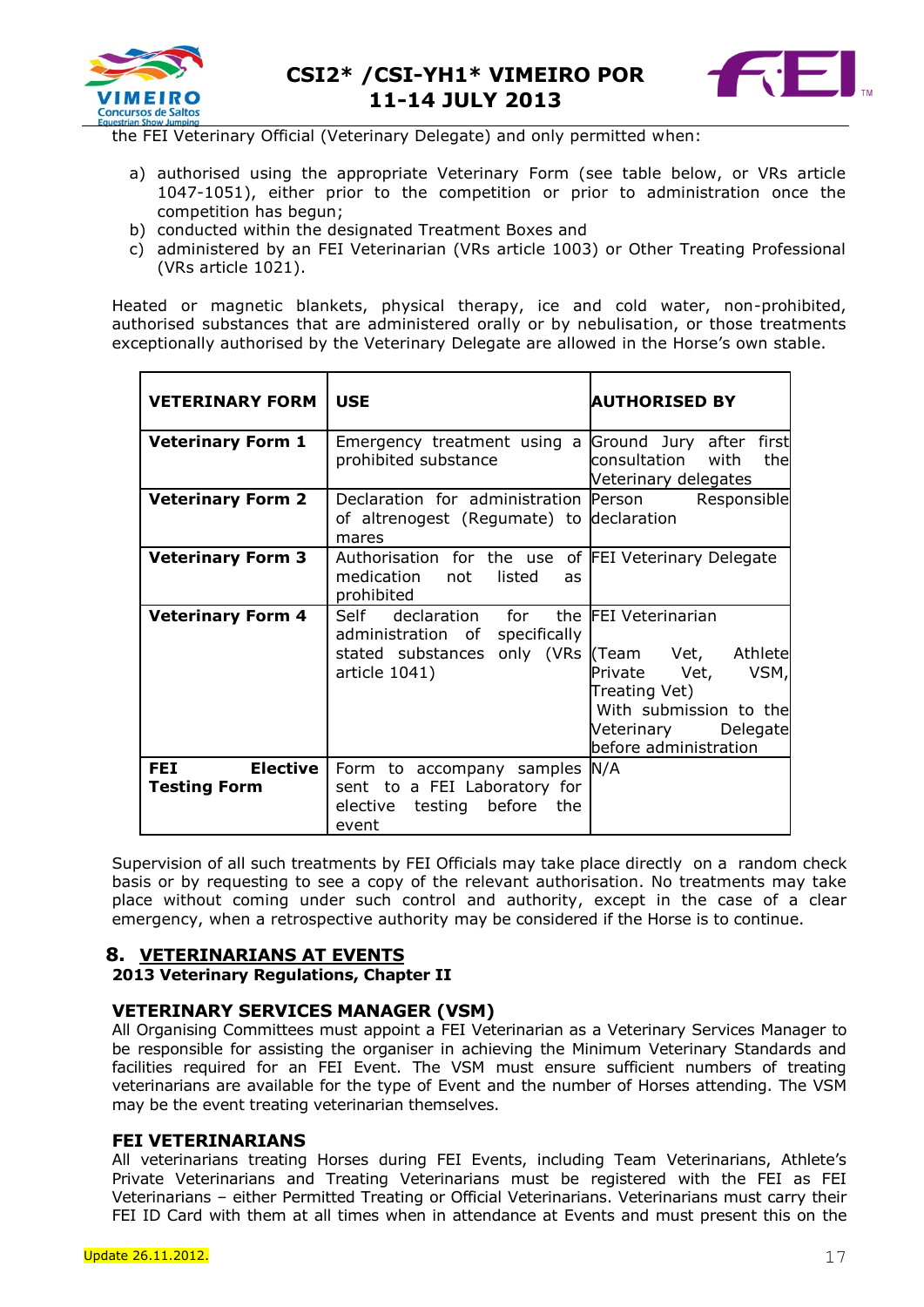the FEI Veterinary Official (Veterinary Delegate) and only permitted when:

a) authorised using the appropriate Veterinary Form (see table below, or VRs article 1047-1051), either prior to the competition or prior to administration once the competition has begun;
b) conducted within the designated Treatment Boxes and
c) administered by an FEI Veterinarian (VRs article 1003) or Other Treating Professional (VRs article 1021).

Heated or magnetic blankets, physical therapy, ice and cold water, non-prohibited, authorised substances that are administered orally or by nebulisation, or those treatments exceptionally authorised by the Veterinary Delegate are allowed in the Horse's own stable.

| VETERINARY FORM | USE | AUTHORISED BY |
|---|---|---|
| **Veterinary Form 1** | Emergency treatment using a prohibited substance | Ground Jury after first consultation with the Veterinary delegates |
| **Veterinary Form 2** | Declaration for administration of altrenogest (Regumate) to mares | Person Responsible declaration |
| **Veterinary Form 3** | Authorisation for the use of medication not listed as prohibited | FEI Veterinary Delegate |
| **Veterinary Form 4** | Self declaration for the administration of specifically stated substances only (VRs article 1041) | FEI Veterinarian (Team Vet, Athlete Private Vet, VSM, Treating Vet) With submission to the Veterinary Delegate before administration |
| **FEI Elective Testing Form** | Form to accompany samples sent to a FEI Laboratory for elective testing before the event | N/A |

Supervision of all such treatments by FEI Officials may take place directly on a random check basis or by requesting to see a copy of the relevant authorisation. No treatments may take place without coming under such control and authority, except in the case of a clear emergency, when a retrospective authority may be considered if the Horse is to continue.

## 8. VETERINARIANS AT EVENTS

**2013 Veterinary Regulations, Chapter II**

### VETERINARY SERVICES MANAGER (VSM)

All Organising Committees must appoint a FEI Veterinarian as a Veterinary Services Manager to be responsible for assisting the organiser in achieving the Minimum Veterinary Standards and facilities required for an FEI Event. The VSM must ensure sufficient numbers of treating veterinarians are available for the type of Event and the number of Horses attending. The VSM may be the event treating veterinarian themselves.

### FEI VETERINARIANS

All veterinarians treating Horses during FEI Events, including Team Veterinarians, Athlete's Private Veterinarians and Treating Veterinarians must be registered with the FEI as FEI Veterinarians – either Permitted Treating or Official Veterinarians. Veterinarians must carry their FEI ID Card with them at all times when in attendance at Events and must present this on the

Update 26.11.2012.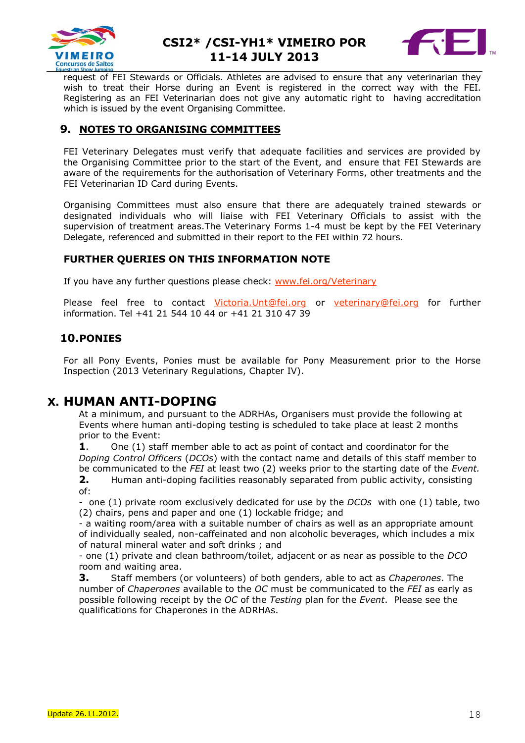request of FEI Stewards or Officials. Athletes are advised to ensure that any veterinarian they wish to treat their Horse during an Event is registered in the correct way with the FEI. Registering as an FEI Veterinarian does not give any automatic right to having accreditation which is issued by the event Organising Committee.

### 9. NOTES TO ORGANISING COMMITTEES

FEI Veterinary Delegates must verify that adequate facilities and services are provided by the Organising Committee prior to the start of the Event, and ensure that FEI Stewards are aware of the requirements for the authorisation of Veterinary Forms, other treatments and the FEI Veterinarian ID Card during Events.

Organising Committees must also ensure that there are adequately trained stewards or designated individuals who will liaise with FEI Veterinary Officials to assist with the supervision of treatment areas.The Veterinary Forms 1-4 must be kept by the FEI Veterinary Delegate, referenced and submitted in their report to the FEI within 72 hours.

#### FURTHER QUERIES ON THIS INFORMATION NOTE

If you have any further questions please check: www.fei.org/Veterinary

Please feel free to contact Victoria.Unt@fei.org or veterinary@fei.org for further information. Tel +41 21 544 10 44 or +41 21 310 47 39

### 10.PONIES

For all Pony Events, Ponies must be available for Pony Measurement prior to the Horse Inspection (2013 Veterinary Regulations, Chapter IV).

## X. HUMAN ANTI-DOPING

At a minimum, and pursuant to the ADRHAs, Organisers must provide the following at Events where human anti-doping testing is scheduled to take place at least 2 months prior to the Event:

**1**. One (1) staff member able to act as point of contact and coordinator for the *Doping Control Officers* (*DCOs*) with the contact name and details of this staff member to be communicated to the *FEI* at least two (2) weeks prior to the starting date of the *Event.*

**2.** Human anti-doping facilities reasonably separated from public activity, consisting of:

- one (1) private room exclusively dedicated for use by the *DCOs* with one (1) table, two (2) chairs, pens and paper and one (1) lockable fridge; and
- a waiting room/area with a suitable number of chairs as well as an appropriate amount of individually sealed, non-caffeinated and non alcoholic beverages, which includes a mix of natural mineral water and soft drinks ; and
- one (1) private and clean bathroom/toilet, adjacent or as near as possible to the *DCO* room and waiting area.

**3.** Staff members (or volunteers) of both genders, able to act as *Chaperones*. The number of *Chaperones* available to the *OC* must be communicated to the *FEI* as early as possible following receipt by the *OC* of the *Testing* plan for the *Event*. Please see the qualifications for Chaperones in the ADRHAs.

Update 26.11.2012.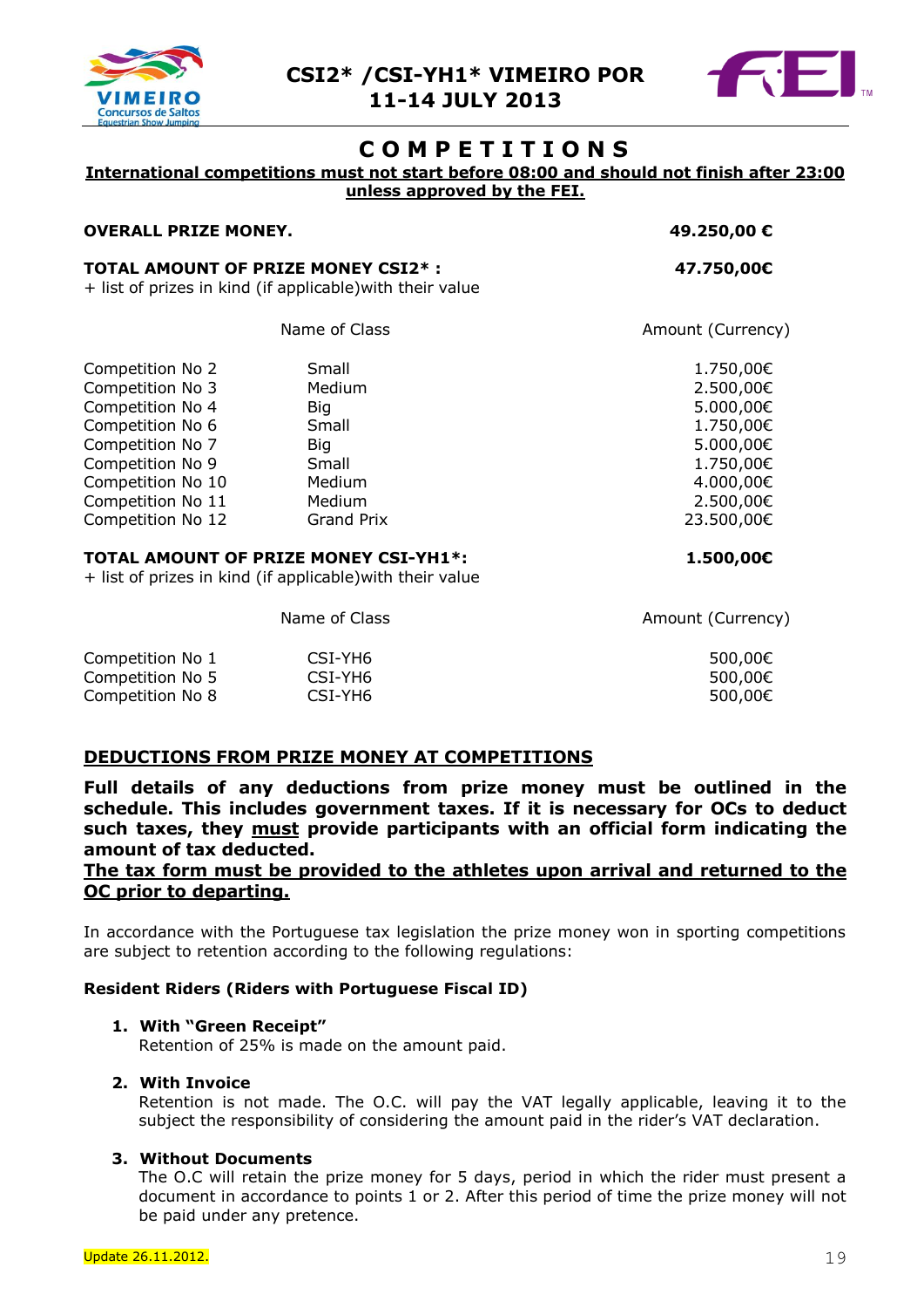# COMPETITIONS

**International competitions must not start before 08:00 and should not finish after 23:00 unless approved by the FEI.**

**OVERALL PRIZE MONEY.** **49.250,00 €**

**TOTAL AMOUNT OF PRIZE MONEY CSI2* :** **47.750,00€**

+ list of prizes in kind (if applicable)with their value

| | Name of Class | Amount (Currency) |
|---|---|---|
| Competition No 2 | Small | 1.750,00€ |
| Competition No 3 | Medium | 2.500,00€ |
| Competition No 4 | Big | 5.000,00€ |
| Competition No 6 | Small | 1.750,00€ |
| Competition No 7 | Big | 5.000,00€ |
| Competition No 9 | Small | 1.750,00€ |
| Competition No 10 | Medium | 4.000,00€ |
| Competition No 11 | Medium | 2.500,00€ |
| Competition No 12 | Grand Prix | 23.500,00€ |

**TOTAL AMOUNT OF PRIZE MONEY CSI-YH1*:** **1.500,00€**

+ list of prizes in kind (if applicable)with their value

| | Name of Class | Amount (Currency) |
|---|---|---|
| Competition No 1 | CSI-YH6 | 500,00€ |
| Competition No 5 | CSI-YH6 | 500,00€ |
| Competition No 8 | CSI-YH6 | 500,00€ |

## DEDUCTIONS FROM PRIZE MONEY AT COMPETITIONS

**Full details of any deductions from prize money must be outlined in the schedule. This includes government taxes. If it is necessary for OCs to deduct such taxes, they must provide participants with an official form indicating the amount of tax deducted.**

**The tax form must be provided to the athletes upon arrival and returned to the OC prior to departing.**

In accordance with the Portuguese tax legislation the prize money won in sporting competitions are subject to retention according to the following regulations:

**Resident Riders (Riders with Portuguese Fiscal ID)**

1. **With "Green Receipt"**
   Retention of 25% is made on the amount paid.

2. **With Invoice**
   Retention is not made. The O.C. will pay the VAT legally applicable, leaving it to the subject the responsibility of considering the amount paid in the rider's VAT declaration.

3. **Without Documents**
   The O.C will retain the prize money for 5 days, period in which the rider must present a document in accordance to points 1 or 2. After this period of time the prize money will not be paid under any pretence.

Update 26.11.2012.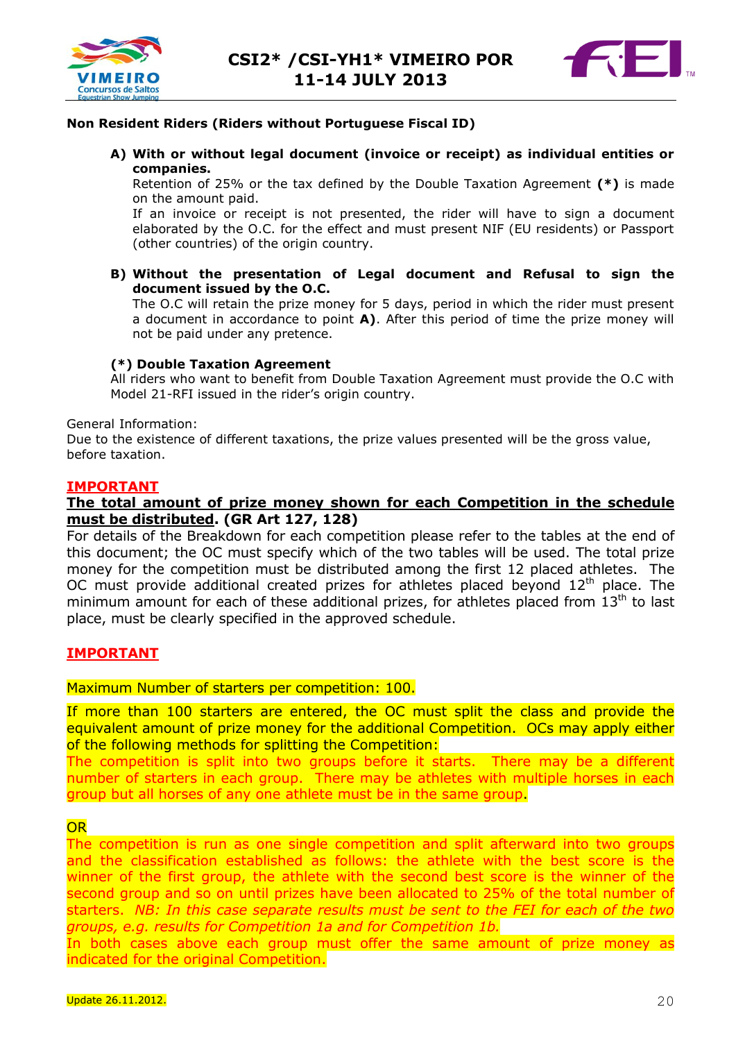**Non Resident Riders (Riders without Portuguese Fiscal ID)**

**A) With or without legal document (invoice or receipt) as individual entities or companies.**
Retention of 25% or the tax defined by the Double Taxation Agreement **(*)** is made on the amount paid.
If an invoice or receipt is not presented, the rider will have to sign a document elaborated by the O.C. for the effect and must present NIF (EU residents) or Passport (other countries) of the origin country.

**B) Without the presentation of Legal document and Refusal to sign the document issued by the O.C.**
The O.C will retain the prize money for 5 days, period in which the rider must present a document in accordance to point **A)**. After this period of time the prize money will not be paid under any pretence.

**(*) Double Taxation Agreement**
All riders who want to benefit from Double Taxation Agreement must provide the O.C with Model 21-RFI issued in the rider's origin country.

General Information:
Due to the existence of different taxations, the prize values presented will be the gross value, before taxation.

**IMPORTANT**

**The total amount of prize money shown for each Competition in the schedule must be distributed. (GR Art 127, 128)**

For details of the Breakdown for each competition please refer to the tables at the end of this document; the OC must specify which of the two tables will be used. The total prize money for the competition must be distributed among the first 12 placed athletes. The OC must provide additional created prizes for athletes placed beyond 12th place. The minimum amount for each of these additional prizes, for athletes placed from 13th to last place, must be clearly specified in the approved schedule.

**IMPORTANT**

Maximum Number of starters per competition: 100.

If more than 100 starters are entered, the OC must split the class and provide the equivalent amount of prize money for the additional Competition. OCs may apply either of the following methods for splitting the Competition:
The competition is split into two groups before it starts. There may be a different number of starters in each group. There may be athletes with multiple horses in each group but all horses of any one athlete must be in the same group.

OR
The competition is run as one single competition and split afterward into two groups and the classification established as follows: the athlete with the best score is the winner of the first group, the athlete with the second best score is the winner of the second group and so on until prizes have been allocated to 25% of the total number of starters. *NB: In this case separate results must be sent to the FEI for each of the two groups, e.g. results for Competition 1a and for Competition 1b.*
In both cases above each group must offer the same amount of prize money as indicated for the original Competition.

Update 26.11.2012.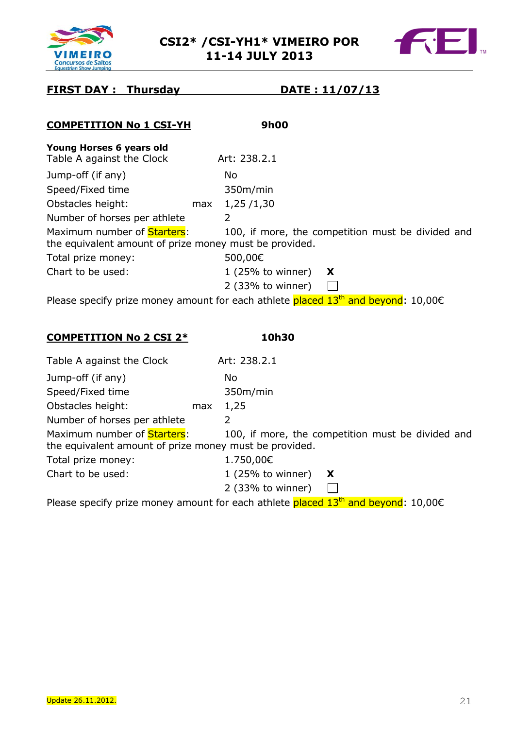# CSI2* /CSI-YH1* VIMEIRO POR
# 11-14 JULY 2013

**FIRST DAY : Thursday** **DATE : 11/07/13**

**COMPETITION No 1 CSI-YH** **9h00**

**Young Horses 6 years old**

Table A against the Clock Art: 238.2.1

Jump-off (if any) No

Speed/Fixed time 350m/min

Obstacles height: max 1,25 /1,30

Number of horses per athlete 2

Maximum number of Starters: 100, if more, the competition must be divided and the equivalent amount of prize money must be provided.

Total prize money: 500,00€

Chart to be used: 1 (25% to winner) X

2 (33% to winner) ☐

Please specify prize money amount for each athlete placed 13th and beyond: 10,00€

**COMPETITION No 2 CSI 2*** **10h30**

Table A against the Clock Art: 238.2.1

Jump-off (if any) No

Speed/Fixed time 350m/min

Obstacles height: max 1,25

Number of horses per athlete 2

Maximum number of Starters: 100, if more, the competition must be divided and the equivalent amount of prize money must be provided.

Total prize money: 1.750,00€

Chart to be used: 1 (25% to winner) X

2 (33% to winner) ☐

Please specify prize money amount for each athlete placed 13th and beyond: 10,00€

Update 26.11.2012.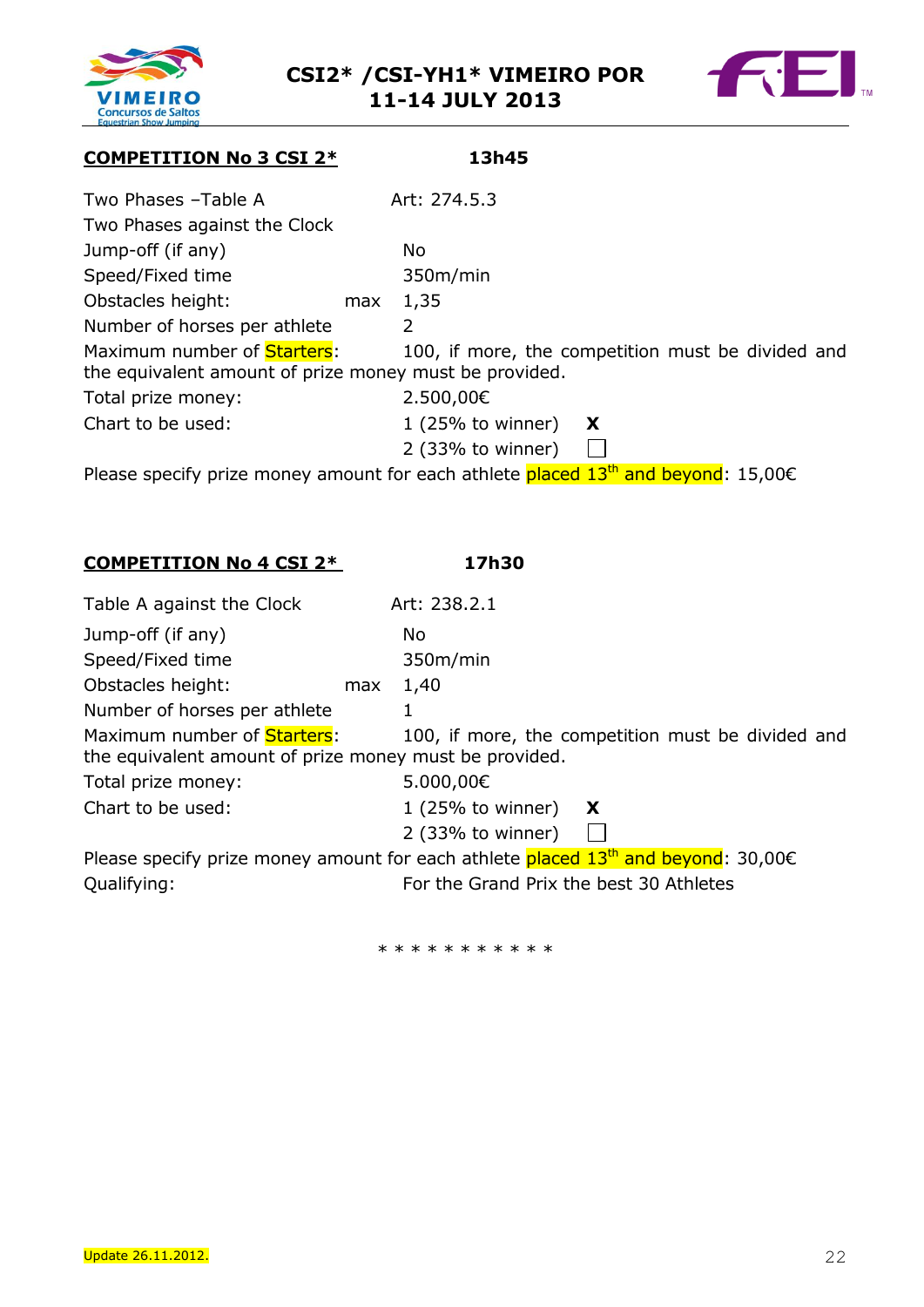**COMPETITION No 3 CSI 2*** **13h45**

| | |
|---|---|
| Two Phases –Table A | Art: 274.5.3 |
| Two Phases against the Clock | |
| Jump-off (if any) | No |
| Speed/Fixed time | 350m/min |
| Obstacles height: max | 1,35 |
| Number of horses per athlete | 2 |

Maximum number of Starters: 100, if more, the competition must be divided and the equivalent amount of prize money must be provided.

| | | |
|---|---|---|
| Total prize money: | 2.500,00€ | |
| Chart to be used: | 1 (25% to winner) | X |
| | 2 (33% to winner) | ☐ |

Please specify prize money amount for each athlete placed 13th and beyond: 15,00€

**COMPETITION No 4 CSI 2*** **17h30**

| | |
|---|---|
| Table A against the Clock | Art: 238.2.1 |
| Jump-off (if any) | No |
| Speed/Fixed time | 350m/min |
| Obstacles height: max | 1,40 |
| Number of horses per athlete | 1 |

Maximum number of Starters: 100, if more, the competition must be divided and the equivalent amount of prize money must be provided.

| | | |
|---|---|---|
| Total prize money: | 5.000,00€ | |
| Chart to be used: | 1 (25% to winner) | X |
| | 2 (33% to winner) | ☐ |

Please specify prize money amount for each athlete placed 13th and beyond: 30,00€

Qualifying: For the Grand Prix the best 30 Athletes

* * * * * * * * * * *

Update 26.11.2012.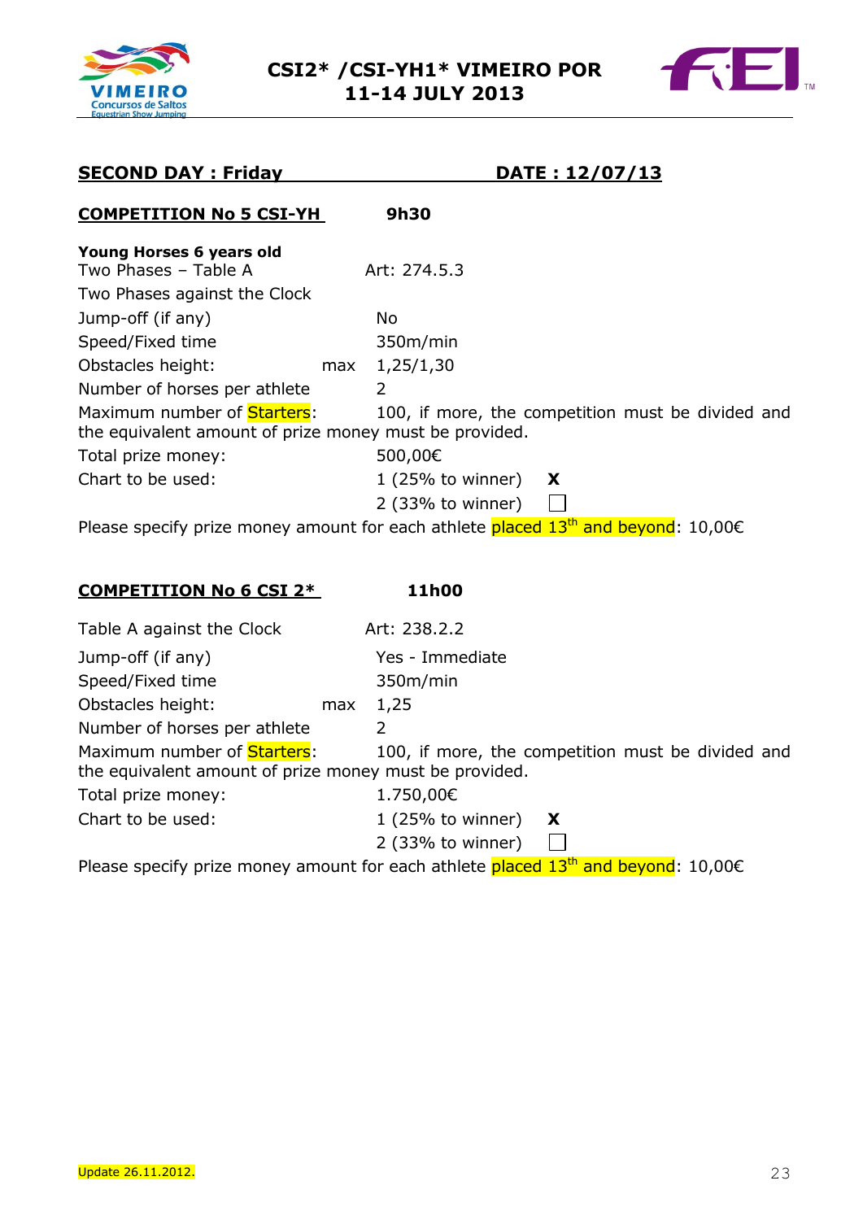## SECOND DAY : Friday DATE : 12/07/13

### COMPETITION No 5 CSI-YH 9h30

**Young Horses 6 years old**

Two Phases – Table A Art: 274.5.3

Two Phases against the Clock

Jump-off (if any) No

Speed/Fixed time 350m/min

Obstacles height: max 1,25/1,30

Number of horses per athlete 2

Maximum number of Starters: 100, if more, the competition must be divided and the equivalent amount of prize money must be provided.

Total prize money: 500,00€

Chart to be used: 1 (25% to winner) **X**

2 (33% to winner) ☐

Please specify prize money amount for each athlete placed 13th and beyond: 10,00€

### COMPETITION No 6 CSI 2* 11h00

Table A against the Clock Art: 238.2.2

Jump-off (if any) Yes - Immediate

Speed/Fixed time 350m/min

Obstacles height: max 1,25

Number of horses per athlete 2

Maximum number of Starters: 100, if more, the competition must be divided and the equivalent amount of prize money must be provided.

Total prize money: 1.750,00€

Chart to be used: 1 (25% to winner) **X**

2 (33% to winner) ☐

Please specify prize money amount for each athlete placed 13th and beyond: 10,00€

Update 26.11.2012.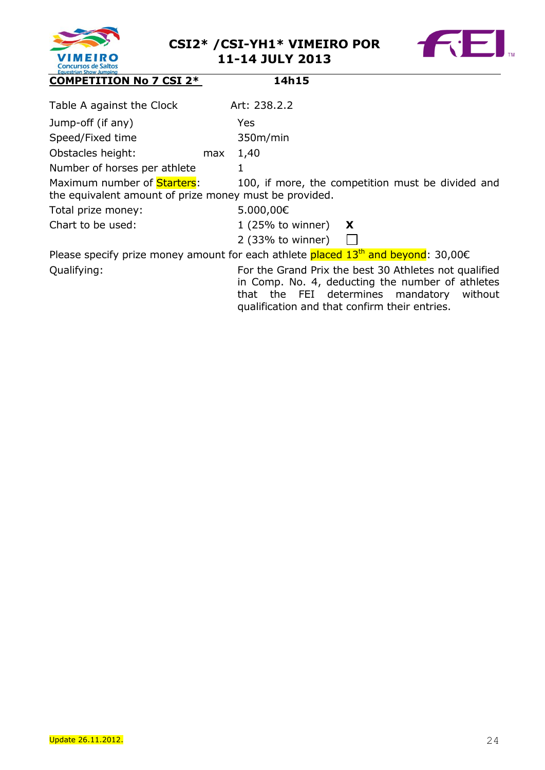**COMPETITION No 7 CSI 2*** **14h15**

| | |
|---|---|
| Table A against the Clock | Art: 238.2.2 |
| Jump-off (if any) | Yes |
| Speed/Fixed time | 350m/min |
| Obstacles height: max | 1,40 |
| Number of horses per athlete | 1 |

Maximum number of Starters: 100, if more, the competition must be divided and the equivalent amount of prize money must be provided.

| | |
|---|---|
| Total prize money: | 5.000,00€ |
| Chart to be used: | 1 (25% to winner) **X** |
| | 2 (33% to winner) ☐ |

Please specify prize money amount for each athlete placed 13th and beyond: 30,00€

Qualifying: For the Grand Prix the best 30 Athletes not qualified in Comp. No. 4, deducting the number of athletes that the FEI determines mandatory without qualification and that confirm their entries.

Update 26.11.2012.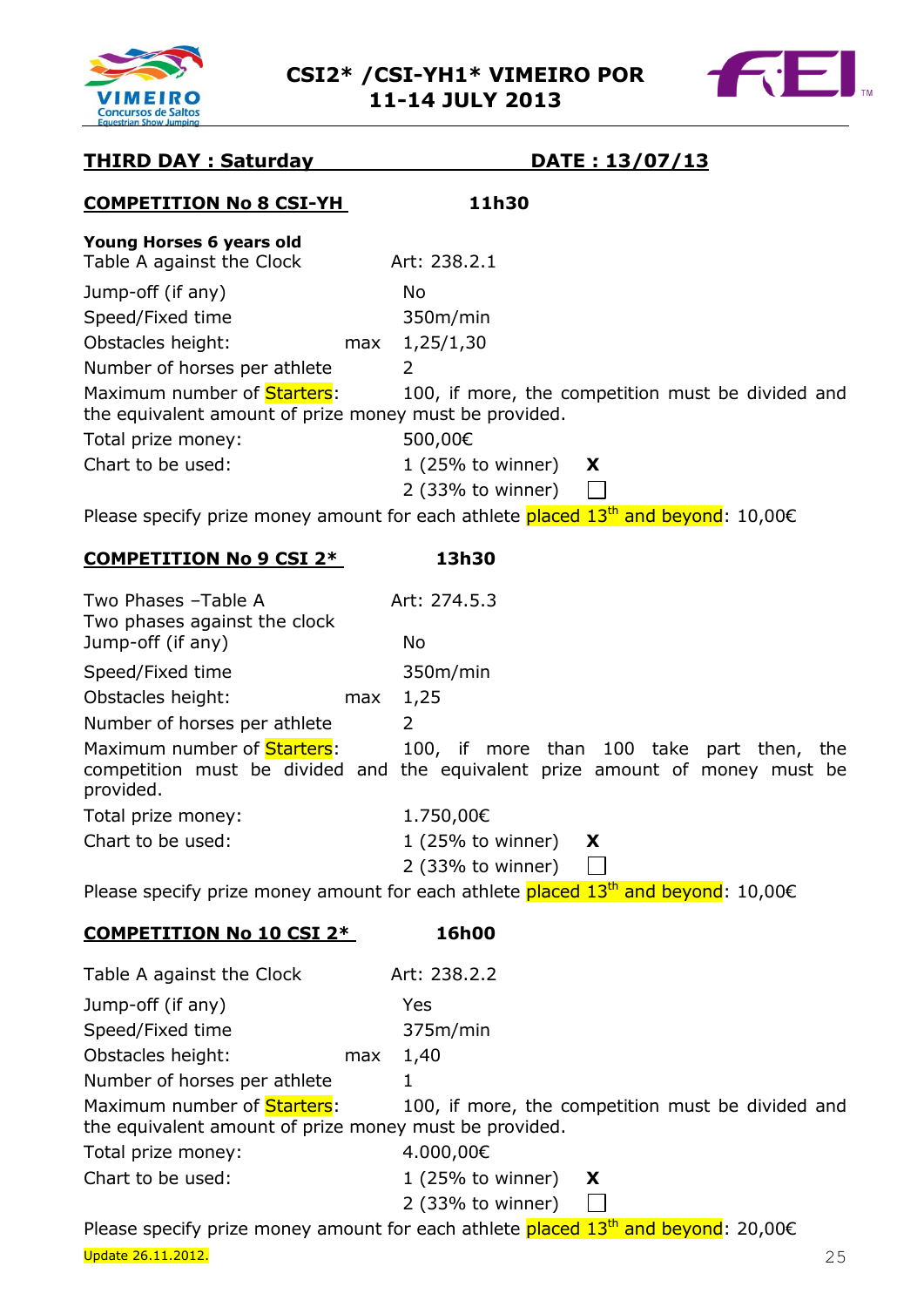# CSI2* /CSI-YH1* VIMEIRO POR
# 11-14 JULY 2013

## THIRD DAY : Saturday DATE : 13/07/13

### COMPETITION No 8 CSI-YH 11h30

**Young Horses 6 years old**

Table A against the Clock Art: 238.2.1

Jump-off (if any) No

Speed/Fixed time 350m/min

Obstacles height: max 1,25/1,30

Number of horses per athlete 2

Maximum number of Starters: 100, if more, the competition must be divided and the equivalent amount of prize money must be provided.

Total prize money: 500,00€

Chart to be used: 1 (25% to winner) **X**
2 (33% to winner) ☐

Please specify prize money amount for each athlete placed 13th and beyond: 10,00€

### COMPETITION No 9 CSI 2* 13h30

Two Phases –Table A Art: 274.5.3
Two phases against the clock

Jump-off (if any) No

Speed/Fixed time 350m/min

Obstacles height: max 1,25

Number of horses per athlete 2

Maximum number of Starters: 100, if more than 100 take part then, the competition must be divided and the equivalent prize amount of money must be provided.

Total prize money: 1.750,00€

Chart to be used: 1 (25% to winner) **X**
2 (33% to winner) ☐

Please specify prize money amount for each athlete placed 13th and beyond: 10,00€

### COMPETITION No 10 CSI 2* 16h00

Table A against the Clock Art: 238.2.2

Jump-off (if any) Yes

Speed/Fixed time 375m/min

Obstacles height: max 1,40

Number of horses per athlete 1

Maximum number of Starters: 100, if more, the competition must be divided and the equivalent amount of prize money must be provided.

Total prize money: 4.000,00€

Chart to be used: 1 (25% to winner) **X**
2 (33% to winner) ☐

Please specify prize money amount for each athlete placed 13th and beyond: 20,00€

Update 26.11.2012.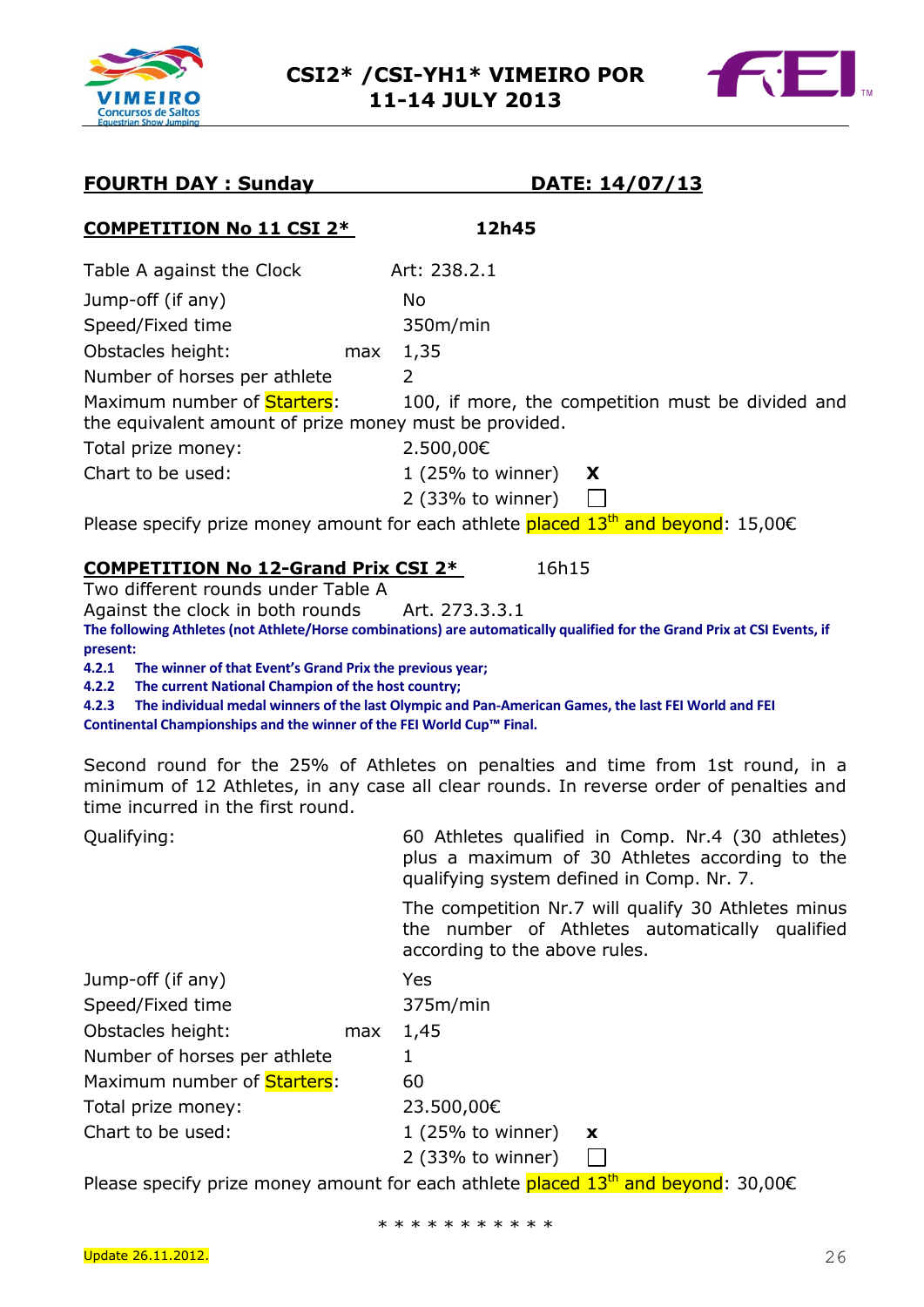**FOURTH DAY : Sunday DATE: 14/07/13**

**COMPETITION No 11 CSI 2*** **12h45**

| | |
|---|---|
| Table A against the Clock | Art: 238.2.1 |
| Jump-off (if any) | No |
| Speed/Fixed time | 350m/min |
| Obstacles height: max | 1,35 |
| Number of horses per athlete | 2 |

Maximum number of Starters: 100, if more, the competition must be divided and the equivalent amount of prize money must be provided.

| | | |
|---|---|---|
| Total prize money: | 2.500,00€ | |
| Chart to be used: | 1 (25% to winner) | X |
| | 2 (33% to winner) | ☐ |

Please specify prize money amount for each athlete placed 13th and beyond: 15,00€

**COMPETITION No 12-Grand Prix CSI 2*** 16h15

Two different rounds under Table A
Against the clock in both rounds Art. 273.3.3.1

**The following Athletes (not Athlete/Horse combinations) are automatically qualified for the Grand Prix at CSI Events, if present:**

**4.2.1 The winner of that Event's Grand Prix the previous year;**
**4.2.2 The current National Champion of the host country;**
**4.2.3 The individual medal winners of the last Olympic and Pan-American Games, the last FEI World and FEI Continental Championships and the winner of the FEI World Cup™ Final.**

Second round for the 25% of Athletes on penalties and time from 1st round, in a minimum of 12 Athletes, in any case all clear rounds. In reverse order of penalties and time incurred in the first round.

Qualifying: 60 Athletes qualified in Comp. Nr.4 (30 athletes) plus a maximum of 30 Athletes according to the qualifying system defined in Comp. Nr. 7.

The competition Nr.7 will qualify 30 Athletes minus the number of Athletes automatically qualified according to the above rules.

| | | |
|---|---|---|
| Jump-off (if any) | Yes | |
| Speed/Fixed time | 375m/min | |
| Obstacles height: max | 1,45 | |
| Number of horses per athlete | 1 | |
| Maximum number of Starters: | 60 | |
| Total prize money: | 23.500,00€ | |
| Chart to be used: | 1 (25% to winner) | x |
| | 2 (33% to winner) | ☐ |

Please specify prize money amount for each athlete placed 13th and beyond: 30,00€

* * * * * * * * * * *

Update 26.11.2012.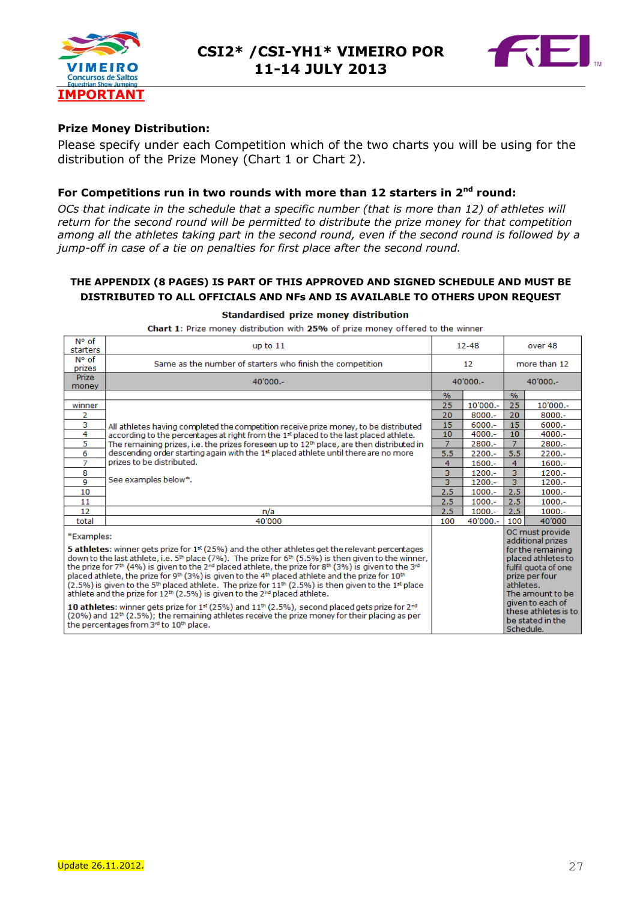**IMPORTANT**

**Prize Money Distribution:**

Please specify under each Competition which of the two charts you will be using for the distribution of the Prize Money (Chart 1 or Chart 2).

**For Competitions run in two rounds with more than 12 starters in 2nd round:**

*OCs that indicate in the schedule that a specific number (that is more than 12) of athletes will return for the second round will be permitted to distribute the prize money for that competition among all the athletes taking part in the second round, even if the second round is followed by a jump-off in case of a tie on penalties for first place after the second round.*

**THE APPENDIX (8 PAGES) IS PART OF THIS APPROVED AND SIGNED SCHEDULE AND MUST BE DISTRIBUTED TO ALL OFFICIALS AND NFs AND IS AVAILABLE TO OTHERS UPON REQUEST**

**Standardised prize money distribution**

**Chart 1**: Prize money distribution with **25%** of prize money offered to the winner

| Nº of starters | up to 11 | 12-48 | | over 48 | |
|---|---|---|---|---|---|
| Nº of prizes | Same as the number of starters who finish the competition | 12 | | more than 12 | |
| Prize money | 40'000.- | 40'000.- | | 40'000.- | |
| | | % | | % | |
| winner | All athletes having completed the competition receive prize money, to be distributed according to the percentages at right from the 1st placed to the last placed athlete. The remaining prizes, i.e. the prizes foreseen up to 12th place, are then distributed in descending order starting again with the 1st placed athlete until there are no more prizes to be distributed. See examples below*. | 25 | 10'000.- | 25 | 10'000.- |
| 2 | | 20 | 8000.- | 20 | 8000.- |
| 3 | | 15 | 6000.- | 15 | 6000.- |
| 4 | | 10 | 4000.- | 10 | 4000.- |
| 5 | | 7 | 2800.- | 7 | 2800.- |
| 6 | | 5.5 | 2200.- | 5.5 | 2200.- |
| 7 | | 4 | 1600.- | 4 | 1600.- |
| 8 | | 3 | 1200.- | 3 | 1200.- |
| 9 | | 3 | 1200.- | 3 | 1200.- |
| 10 | | 2.5 | 1000.- | 2.5 | 1000.- |
| 11 | | 2.5 | 1000.- | 2.5 | 1000.- |
| 12 | n/a | 2.5 | 1000.- | 2.5 | 1000.- |
| total | 40'000 | 100 | 40'000.- | 100 | 40'000 |
| *Examples: **5 athletes**: winner gets prize for 1st (25%) and the other athletes get the relevant percentages down to the last athlete, i.e. 5th place (7%). The prize for 6th (5.5%) is then given to the winner, the prize for 7th (4%) is given to the 2nd placed athlete, the prize for 8th (3%) is given to the 3rd placed athlete, the prize for 9th (3%) is given to the 4th placed athlete and the prize for 10th (2.5%) is given to the 5th placed athlete. The prize for 11th (2.5%) is then given to the 1st place athlete and the prize for 12th (2.5%) is given to the 2nd placed athlete. **10 athletes**: winner gets prize for 1st (25%) and 11th (2.5%), second placed gets prize for 2nd (20%) and 12th (2.5%); the remaining athletes receive the prize money for their placing as per the percentages from 3rd to 10th place. | | | | OC must provide additional prizes for the remaining placed athletes to fulfil quota of one prize per four athletes. The amount to be given to each of these athletes is to be stated in the Schedule. | |

Update 26.11.2012.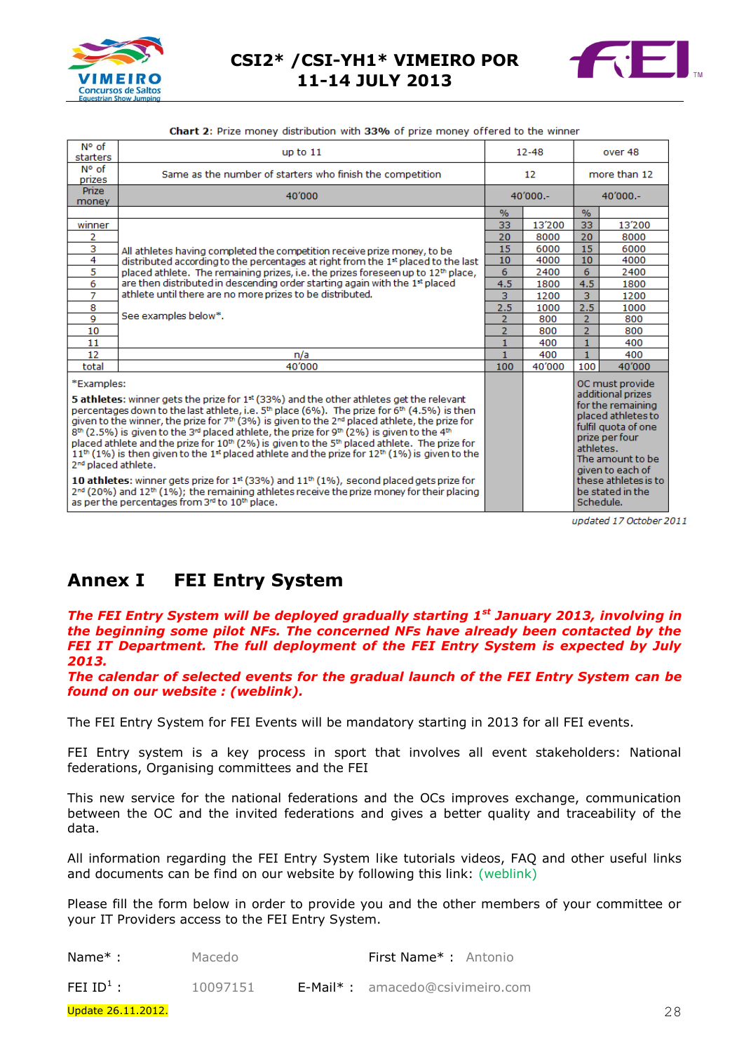**Chart 2**: Prize money distribution with **33%** of prize money offered to the winner

| Nº of starters | up to 11 | 12-48 | | over 48 | |
|---|---|---|---|---|---|
| Nº of prizes | Same as the number of starters who finish the competition | 12 | | more than 12 | |
| Prize money | 40'000 | 40'000.- | | 40'000.- | |
| | | % | | % | |
| winner | All athletes having completed the competition receive prize money, to be distributed according to the percentages at right from the 1st placed to the last placed athlete. The remaining prizes, i.e. the prizes foreseen up to 12th place, are then distributed in descending order starting again with the 1st placed athlete until there are no more prizes to be distributed. See examples below*. | 33 | 13'200 | 33 | 13'200 |
| 2 | | 20 | 8000 | 20 | 8000 |
| 3 | | 15 | 6000 | 15 | 6000 |
| 4 | | 10 | 4000 | 10 | 4000 |
| 5 | | 6 | 2400 | 6 | 2400 |
| 6 | | 4.5 | 1800 | 4.5 | 1800 |
| 7 | | 3 | 1200 | 3 | 1200 |
| 8 | | 2.5 | 1000 | 2.5 | 1000 |
| 9 | | 2 | 800 | 2 | 800 |
| 10 | | 2 | 800 | 2 | 800 |
| 11 | | 1 | 400 | 1 | 400 |
| 12 | n/a | 1 | 400 | 1 | 400 |
| total | 40'000 | 100 | 40'000 | 100 | 40'000 |
| *Examples: **5 athletes**: winner gets the prize for 1st (33%) and the other athletes get the relevant percentages down to the last athlete, i.e. 5th place (6%). The prize for 6th (4.5%) is then given to the winner, the prize for 7th (3%) is given to the 2nd placed athlete, the prize for 8th (2.5%) is given to the 3rd placed athlete, the prize for 9th (2%) is given to the 4th placed athlete and the prize for 10th (2%) is given to the 5th placed athlete. The prize for 11th (1%) is then given to the 1st placed athlete and the prize for 12th (1%) is given to the 2nd placed athlete. **10 athletes**: winner gets prize for 1st (33%) and 11th (1%), second placed gets prize for 2nd (20%) and 12th (1%); the remaining athletes receive the prize money for their placing as per the percentages from 3rd to 10th place. | | | | OC must provide additional prizes for the remaining placed athletes to fulfil quota of one prize per four athletes. The amount to be given to each of these athletes is to be stated in the Schedule. | |

*updated 17 October 2011*

# Annex I FEI Entry System

***The FEI Entry System will be deployed gradually starting 1st January 2013, involving in the beginning some pilot NFs. The concerned NFs have already been contacted by the FEI IT Department. The full deployment of the FEI Entry System is expected by July 2013.***
***The calendar of selected events for the gradual launch of the FEI Entry System can be found on our website : (weblink).***

The FEI Entry System for FEI Events will be mandatory starting in 2013 for all FEI events.

FEI Entry system is a key process in sport that involves all event stakeholders: National federations, Organising committees and the FEI

This new service for the national federations and the OCs improves exchange, communication between the OC and the invited federations and gives a better quality and traceability of the data.

All information regarding the FEI Entry System like tutorials videos, FAQ and other useful links and documents can be find on our website by following this link: (weblink)

Please fill the form below in order to provide you and the other members of your committee or your IT Providers access to the FEI Entry System.

Name* : Macedo First Name* : Antonio

FEI ID[1] : 10097151 E-Mail* : amacedo@csivimeiro.com

Update 26.11.2012.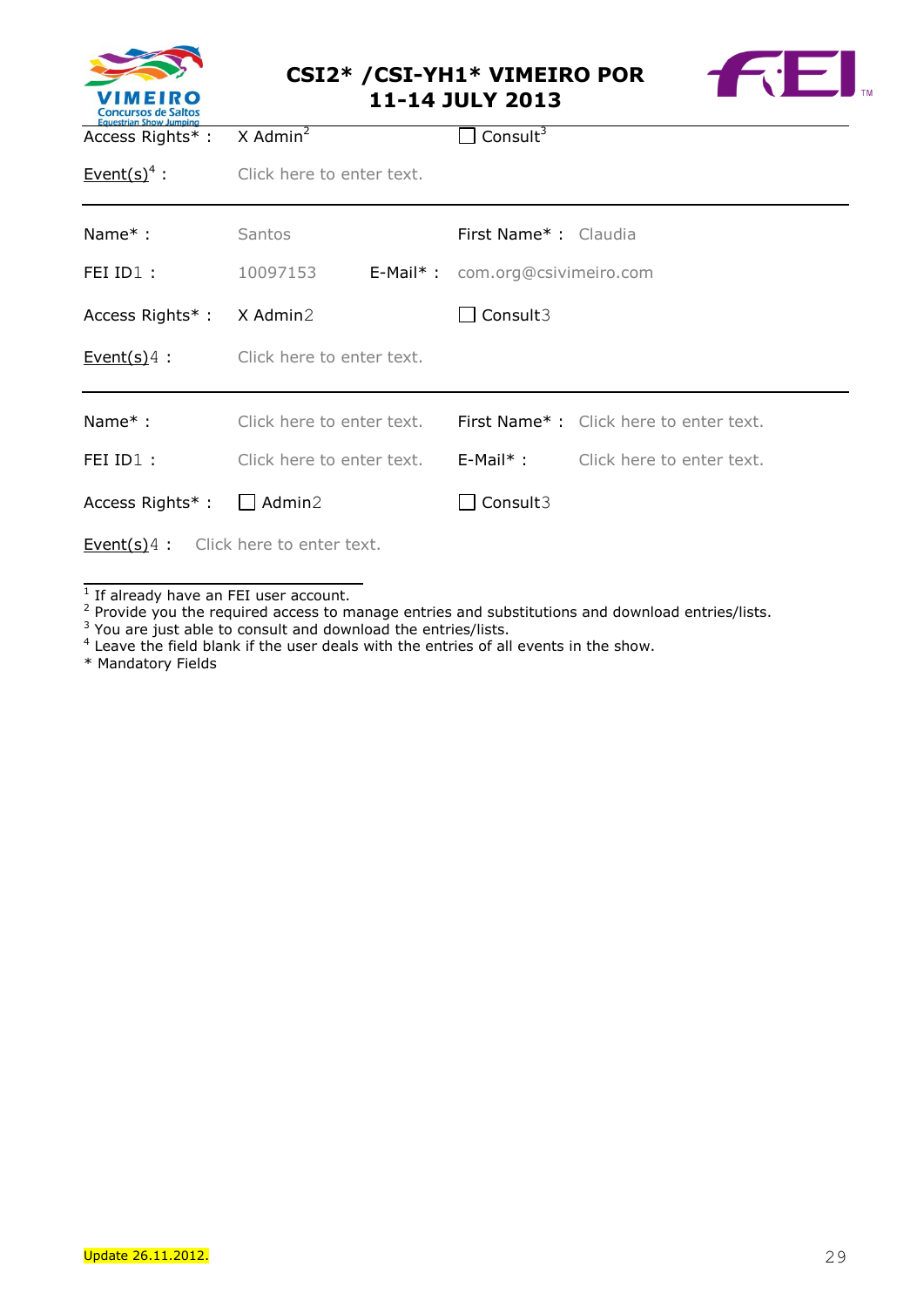Access Rights* : X Admin[2] ☐ Consult[3]

Event(s)[4] : Click here to enter text.

---

| | | | |
|---|---|---|---|
| Name* : | Santos | First Name* : | Claudia |
| FEI ID1 : | 10097153 | E-Mail* : | com.org@csivimeiro.com |
| Access Rights* : | X Admin2 | ☐ Consult3 | |
| Event(s)4 : | Click here to enter text. | | |

---

| | | | |
|---|---|---|---|
| Name* : | Click here to enter text. | First Name* : | Click here to enter text. |
| FEI ID1 : | Click here to enter text. | E-Mail* : | Click here to enter text. |
| Access Rights* : | ☐ Admin2 | ☐ Consult3 | |
| Event(s)4 : | Click here to enter text. | | |

---

[1] If already have an FEI user account.
[2] Provide you the required access to manage entries and substitutions and download entries/lists.
[3] You are just able to consult and download the entries/lists.
[4] Leave the field blank if the user deals with the entries of all events in the show.
* Mandatory Fields

Update 26.11.2012.